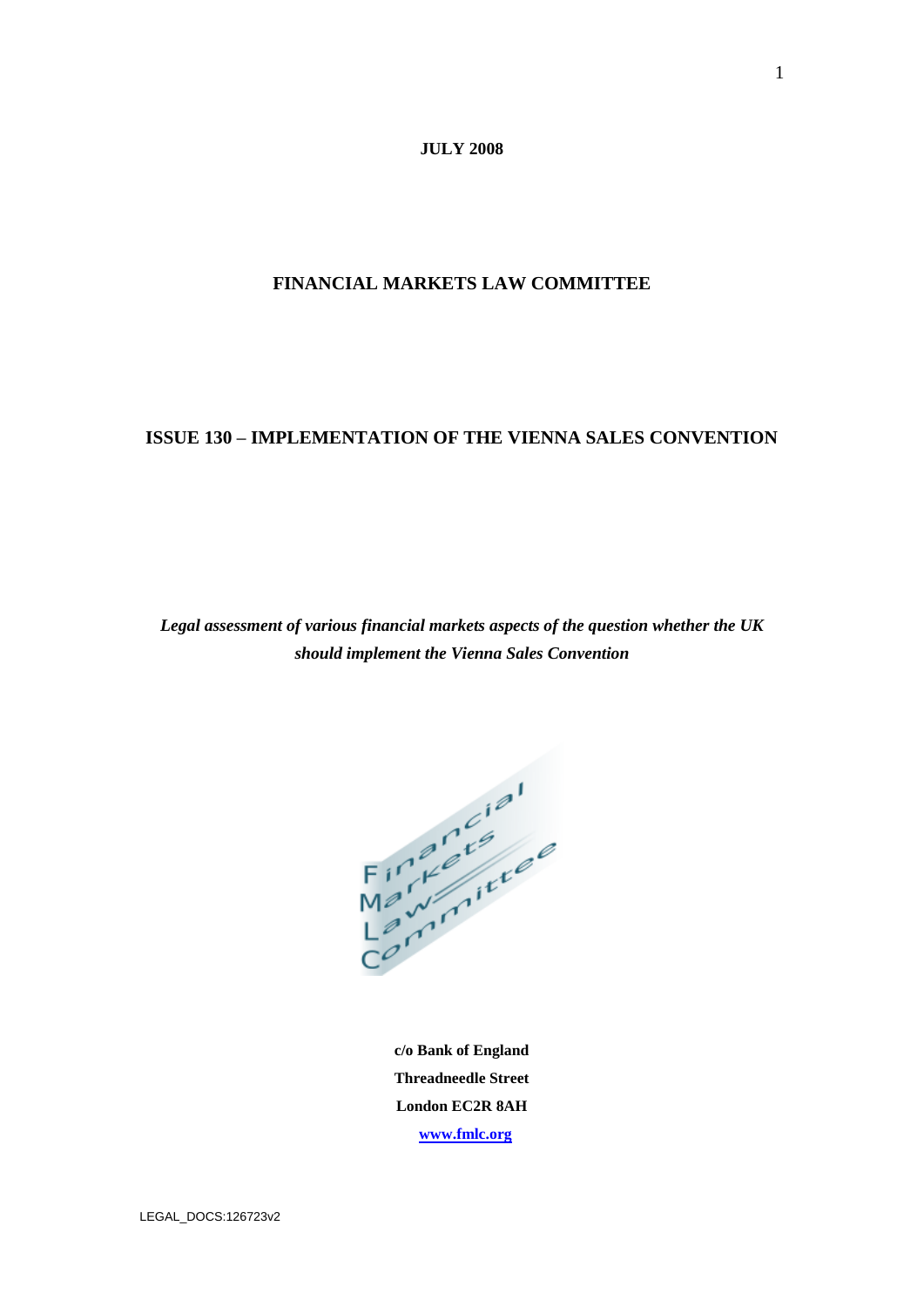**JULY 2008**

# FINANCIAL MARKETS LAW COMMITTEE

## ISSUE 130 – IMPLEMENTATION OF THE VIENNA SALES CONVENTION

***Legal assessment of various financial markets aspects of the question whether the UK should implement the Vienna Sales Convention***

**c/o Bank of England**
**Threadneedle Street**
**London EC2R 8AH**
**www.fmlc.org**

LEGAL_DOCS:126723v2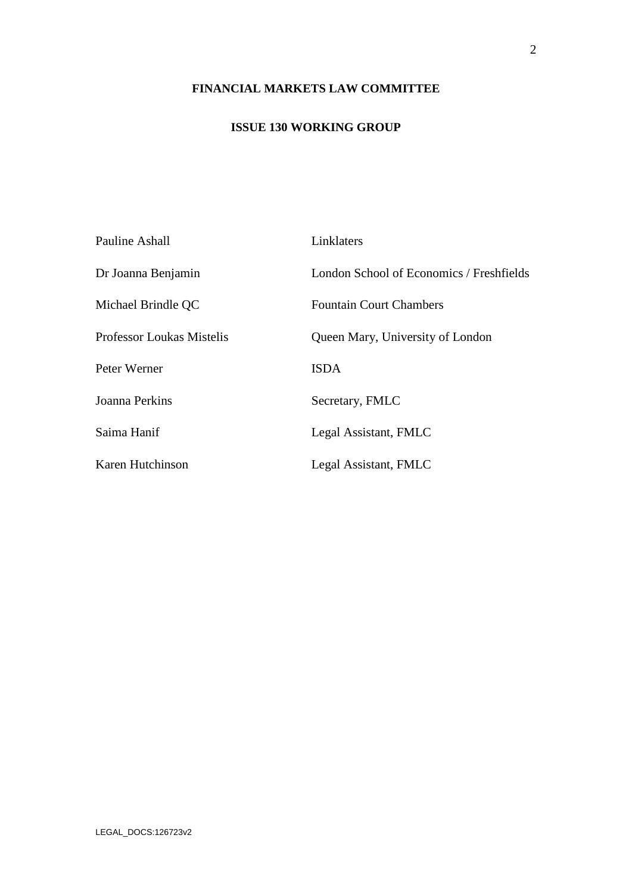**FINANCIAL MARKETS LAW COMMITTEE**

**ISSUE 130 WORKING GROUP**

| | |
|---|---|
| Pauline Ashall | Linklaters |
| Dr Joanna Benjamin | London School of Economics / Freshfields |
| Michael Brindle QC | Fountain Court Chambers |
| Professor Loukas Mistelis | Queen Mary, University of London |
| Peter Werner | ISDA |
| Joanna Perkins | Secretary, FMLC |
| Saima Hanif | Legal Assistant, FMLC |
| Karen Hutchinson | Legal Assistant, FMLC |

LEGAL_DOCS:126723v2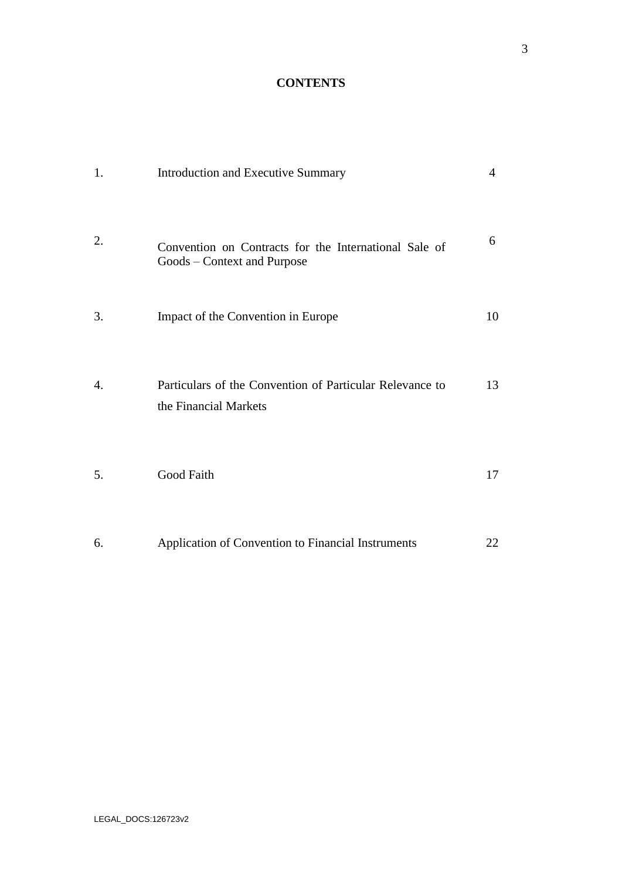# CONTENTS

| | | |
|---|---|---|
| 1. | Introduction and Executive Summary | 4 |
| 2. | Convention on Contracts for the International Sale of Goods – Context and Purpose | 6 |
| 3. | Impact of the Convention in Europe | 10 |
| 4. | Particulars of the Convention of Particular Relevance to the Financial Markets | 13 |
| 5. | Good Faith | 17 |
| 6. | Application of Convention to Financial Instruments | 22 |

LEGAL_DOCS:126723v2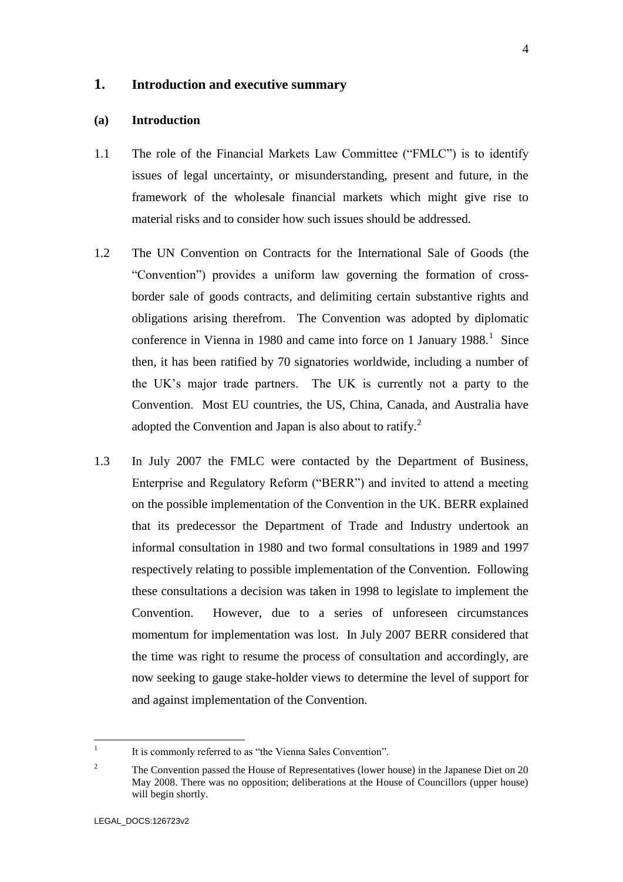## 1. Introduction and executive summary

### (a) Introduction

1.1 The role of the Financial Markets Law Committee ("FMLC") is to identify issues of legal uncertainty, or misunderstanding, present and future, in the framework of the wholesale financial markets which might give rise to material risks and to consider how such issues should be addressed.

1.2 The UN Convention on Contracts for the International Sale of Goods (the "Convention") provides a uniform law governing the formation of cross-border sale of goods contracts, and delimiting certain substantive rights and obligations arising therefrom. The Convention was adopted by diplomatic conference in Vienna in 1980 and came into force on 1 January 1988.[1] Since then, it has been ratified by 70 signatories worldwide, including a number of the UK's major trade partners. The UK is currently not a party to the Convention. Most EU countries, the US, China, Canada, and Australia have adopted the Convention and Japan is also about to ratify.[2]

1.3 In July 2007 the FMLC were contacted by the Department of Business, Enterprise and Regulatory Reform ("BERR") and invited to attend a meeting on the possible implementation of the Convention in the UK. BERR explained that its predecessor the Department of Trade and Industry undertook an informal consultation in 1980 and two formal consultations in 1989 and 1997 respectively relating to possible implementation of the Convention. Following these consultations a decision was taken in 1998 to legislate to implement the Convention. However, due to a series of unforeseen circumstances momentum for implementation was lost. In July 2007 BERR considered that the time was right to resume the process of consultation and accordingly, are now seeking to gauge stake-holder views to determine the level of support for and against implementation of the Convention.

---

[1] It is commonly referred to as "the Vienna Sales Convention".

[2] The Convention passed the House of Representatives (lower house) in the Japanese Diet on 20 May 2008. There was no opposition; deliberations at the House of Councillors (upper house) will begin shortly.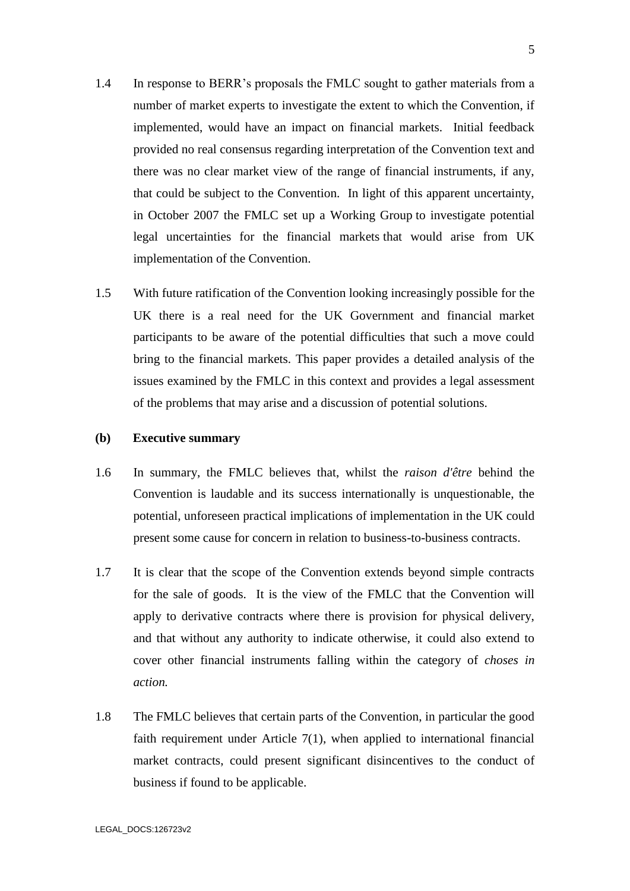1.4 In response to BERR's proposals the FMLC sought to gather materials from a number of market experts to investigate the extent to which the Convention, if implemented, would have an impact on financial markets. Initial feedback provided no real consensus regarding interpretation of the Convention text and there was no clear market view of the range of financial instruments, if any, that could be subject to the Convention. In light of this apparent uncertainty, in October 2007 the FMLC set up a Working Group to investigate potential legal uncertainties for the financial markets that would arise from UK implementation of the Convention.

1.5 With future ratification of the Convention looking increasingly possible for the UK there is a real need for the UK Government and financial market participants to be aware of the potential difficulties that such a move could bring to the financial markets. This paper provides a detailed analysis of the issues examined by the FMLC in this context and provides a legal assessment of the problems that may arise and a discussion of potential solutions.

**(b) Executive summary**

1.6 In summary, the FMLC believes that, whilst the *raison d'être* behind the Convention is laudable and its success internationally is unquestionable, the potential, unforeseen practical implications of implementation in the UK could present some cause for concern in relation to business-to-business contracts.

1.7 It is clear that the scope of the Convention extends beyond simple contracts for the sale of goods. It is the view of the FMLC that the Convention will apply to derivative contracts where there is provision for physical delivery, and that without any authority to indicate otherwise, it could also extend to cover other financial instruments falling within the category of *choses in action.*

1.8 The FMLC believes that certain parts of the Convention, in particular the good faith requirement under Article 7(1), when applied to international financial market contracts, could present significant disincentives to the conduct of business if found to be applicable.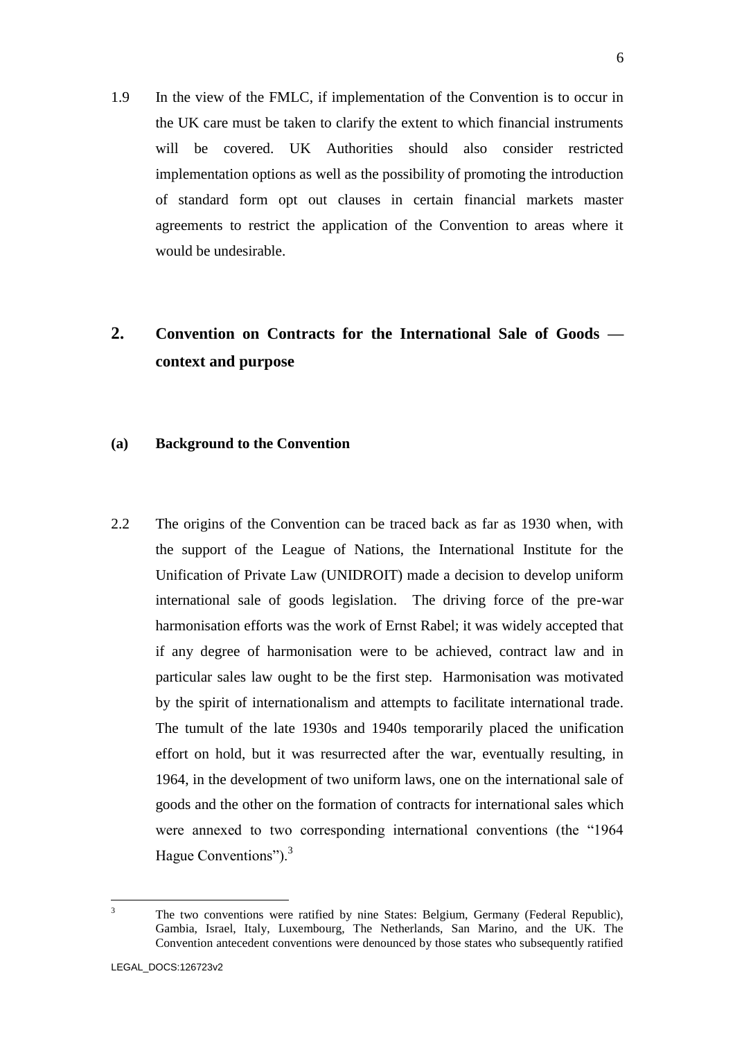1.9 In the view of the FMLC, if implementation of the Convention is to occur in the UK care must be taken to clarify the extent to which financial instruments will be covered. UK Authorities should also consider restricted implementation options as well as the possibility of promoting the introduction of standard form opt out clauses in certain financial markets master agreements to restrict the application of the Convention to areas where it would be undesirable.

## 2. Convention on Contracts for the International Sale of Goods — context and purpose

### (a) Background to the Convention

2.2 The origins of the Convention can be traced back as far as 1930 when, with the support of the League of Nations, the International Institute for the Unification of Private Law (UNIDROIT) made a decision to develop uniform international sale of goods legislation. The driving force of the pre-war harmonisation efforts was the work of Ernst Rabel; it was widely accepted that if any degree of harmonisation were to be achieved, contract law and in particular sales law ought to be the first step. Harmonisation was motivated by the spirit of internationalism and attempts to facilitate international trade. The tumult of the late 1930s and 1940s temporarily placed the unification effort on hold, but it was resurrected after the war, eventually resulting, in 1964, in the development of two uniform laws, one on the international sale of goods and the other on the formation of contracts for international sales which were annexed to two corresponding international conventions (the "1964 Hague Conventions").[3]

[3] The two conventions were ratified by nine States: Belgium, Germany (Federal Republic), Gambia, Israel, Italy, Luxembourg, The Netherlands, San Marino, and the UK. The Convention antecedent conventions were denounced by those states who subsequently ratified

LEGAL_DOCS:126723v2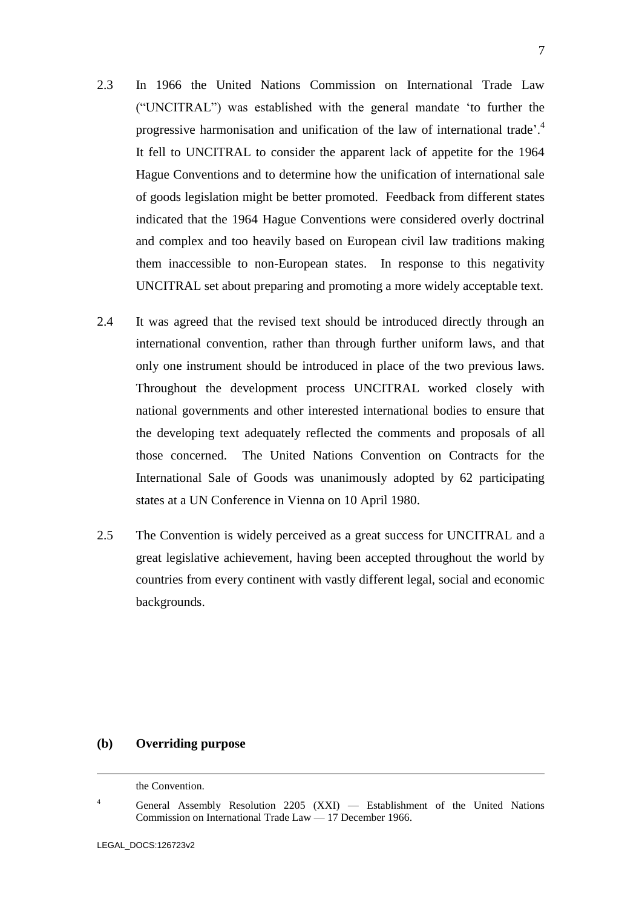2.3 In 1966 the United Nations Commission on International Trade Law ("UNCITRAL") was established with the general mandate 'to further the progressive harmonisation and unification of the law of international trade'.[4] It fell to UNCITRAL to consider the apparent lack of appetite for the 1964 Hague Conventions and to determine how the unification of international sale of goods legislation might be better promoted. Feedback from different states indicated that the 1964 Hague Conventions were considered overly doctrinal and complex and too heavily based on European civil law traditions making them inaccessible to non-European states. In response to this negativity UNCITRAL set about preparing and promoting a more widely acceptable text.

2.4 It was agreed that the revised text should be introduced directly through an international convention, rather than through further uniform laws, and that only one instrument should be introduced in place of the two previous laws. Throughout the development process UNCITRAL worked closely with national governments and other interested international bodies to ensure that the developing text adequately reflected the comments and proposals of all those concerned. The United Nations Convention on Contracts for the International Sale of Goods was unanimously adopted by 62 participating states at a UN Conference in Vienna on 10 April 1980.

2.5 The Convention is widely perceived as a great success for UNCITRAL and a great legislative achievement, having been accepted throughout the world by countries from every continent with vastly different legal, social and economic backgrounds.

### (b) Overriding purpose

---

the Convention.

[4] General Assembly Resolution 2205 (XXI) — Establishment of the United Nations Commission on International Trade Law — 17 December 1966.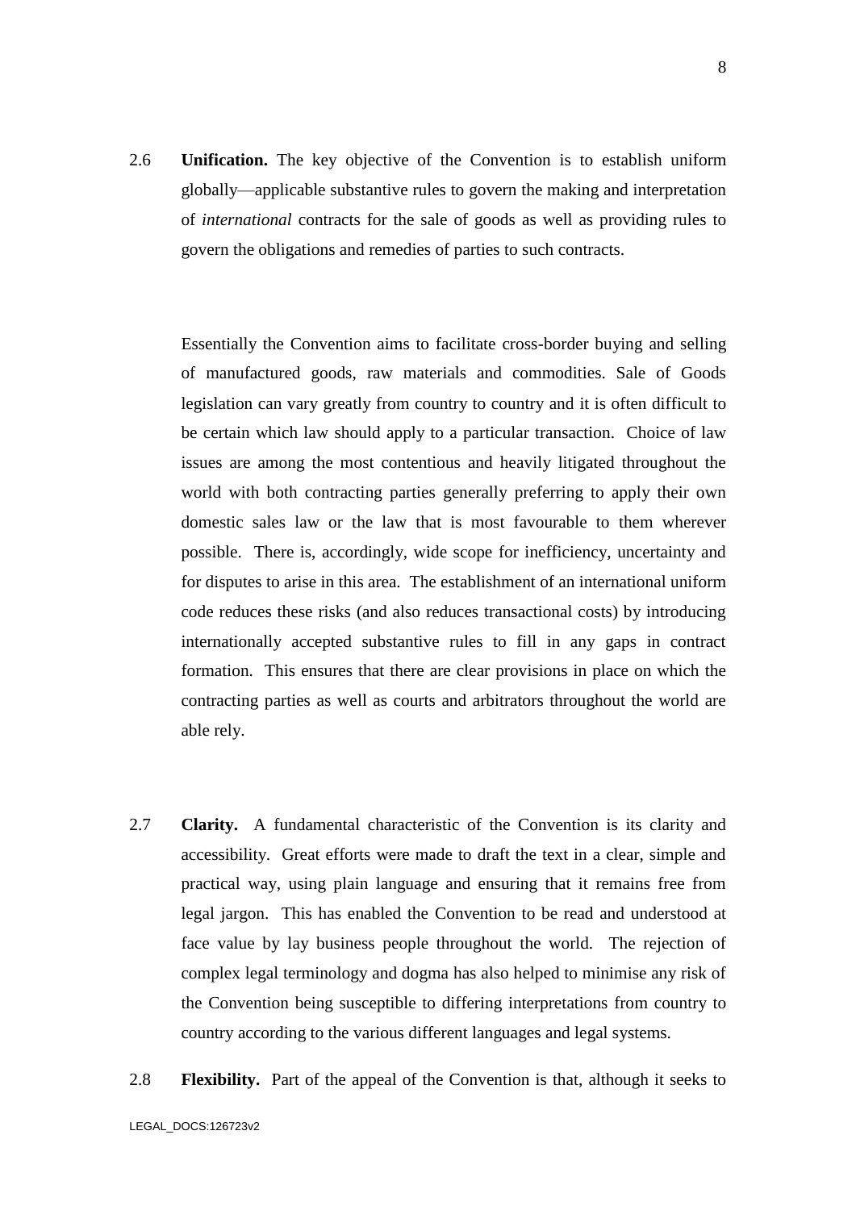2.6 **Unification.** The key objective of the Convention is to establish uniform globally—applicable substantive rules to govern the making and interpretation of *international* contracts for the sale of goods as well as providing rules to govern the obligations and remedies of parties to such contracts.

Essentially the Convention aims to facilitate cross-border buying and selling of manufactured goods, raw materials and commodities. Sale of Goods legislation can vary greatly from country to country and it is often difficult to be certain which law should apply to a particular transaction. Choice of law issues are among the most contentious and heavily litigated throughout the world with both contracting parties generally preferring to apply their own domestic sales law or the law that is most favourable to them wherever possible. There is, accordingly, wide scope for inefficiency, uncertainty and for disputes to arise in this area. The establishment of an international uniform code reduces these risks (and also reduces transactional costs) by introducing internationally accepted substantive rules to fill in any gaps in contract formation. This ensures that there are clear provisions in place on which the contracting parties as well as courts and arbitrators throughout the world are able rely.

2.7 **Clarity.** A fundamental characteristic of the Convention is its clarity and accessibility. Great efforts were made to draft the text in a clear, simple and practical way, using plain language and ensuring that it remains free from legal jargon. This has enabled the Convention to be read and understood at face value by lay business people throughout the world. The rejection of complex legal terminology and dogma has also helped to minimise any risk of the Convention being susceptible to differing interpretations from country to country according to the various different languages and legal systems.

2.8 **Flexibility.** Part of the appeal of the Convention is that, although it seeks to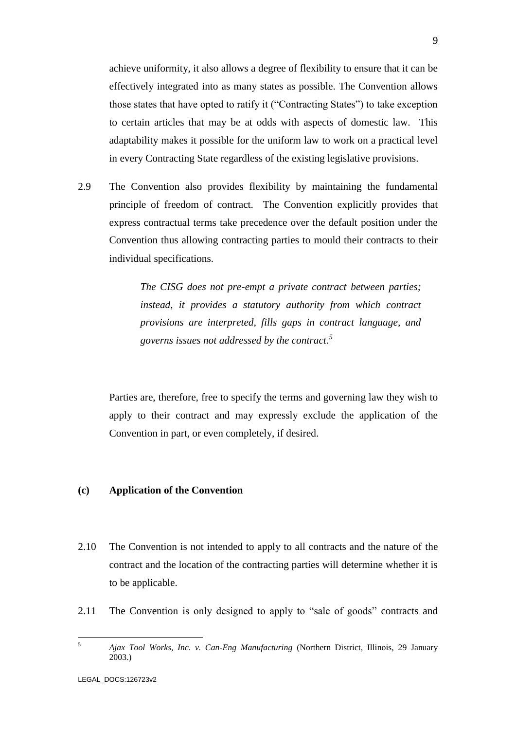achieve uniformity, it also allows a degree of flexibility to ensure that it can be effectively integrated into as many states as possible. The Convention allows those states that have opted to ratify it ("Contracting States") to take exception to certain articles that may be at odds with aspects of domestic law. This adaptability makes it possible for the uniform law to work on a practical level in every Contracting State regardless of the existing legislative provisions.

2.9 The Convention also provides flexibility by maintaining the fundamental principle of freedom of contract. The Convention explicitly provides that express contractual terms take precedence over the default position under the Convention thus allowing contracting parties to mould their contracts to their individual specifications.

> *The CISG does not pre-empt a private contract between parties; instead, it provides a statutory authority from which contract provisions are interpreted, fills gaps in contract language, and governs issues not addressed by the contract.*[5]

Parties are, therefore, free to specify the terms and governing law they wish to apply to their contract and may expressly exclude the application of the Convention in part, or even completely, if desired.

### (c) Application of the Convention

2.10 The Convention is not intended to apply to all contracts and the nature of the contract and the location of the contracting parties will determine whether it is to be applicable.

2.11 The Convention is only designed to apply to "sale of goods" contracts and

---

[5] *Ajax Tool Works, Inc. v. Can-Eng Manufacturing* (Northern District, Illinois, 29 January 2003.)

LEGAL_DOCS:126723v2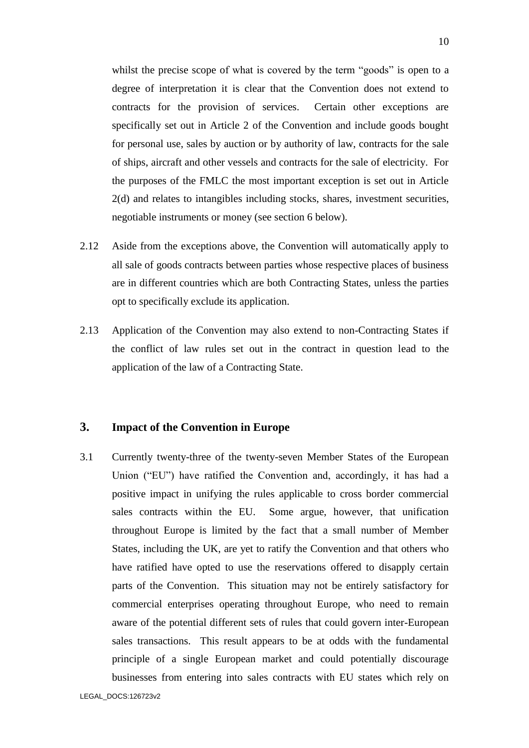whilst the precise scope of what is covered by the term "goods" is open to a degree of interpretation it is clear that the Convention does not extend to contracts for the provision of services. Certain other exceptions are specifically set out in Article 2 of the Convention and include goods bought for personal use, sales by auction or by authority of law, contracts for the sale of ships, aircraft and other vessels and contracts for the sale of electricity. For the purposes of the FMLC the most important exception is set out in Article 2(d) and relates to intangibles including stocks, shares, investment securities, negotiable instruments or money (see section 6 below).

2.12 Aside from the exceptions above, the Convention will automatically apply to all sale of goods contracts between parties whose respective places of business are in different countries which are both Contracting States, unless the parties opt to specifically exclude its application.

2.13 Application of the Convention may also extend to non-Contracting States if the conflict of law rules set out in the contract in question lead to the application of the law of a Contracting State.

## 3. Impact of the Convention in Europe

3.1 Currently twenty-three of the twenty-seven Member States of the European Union ("EU") have ratified the Convention and, accordingly, it has had a positive impact in unifying the rules applicable to cross border commercial sales contracts within the EU. Some argue, however, that unification throughout Europe is limited by the fact that a small number of Member States, including the UK, are yet to ratify the Convention and that others who have ratified have opted to use the reservations offered to disapply certain parts of the Convention. This situation may not be entirely satisfactory for commercial enterprises operating throughout Europe, who need to remain aware of the potential different sets of rules that could govern inter-European sales transactions. This result appears to be at odds with the fundamental principle of a single European market and could potentially discourage businesses from entering into sales contracts with EU states which rely on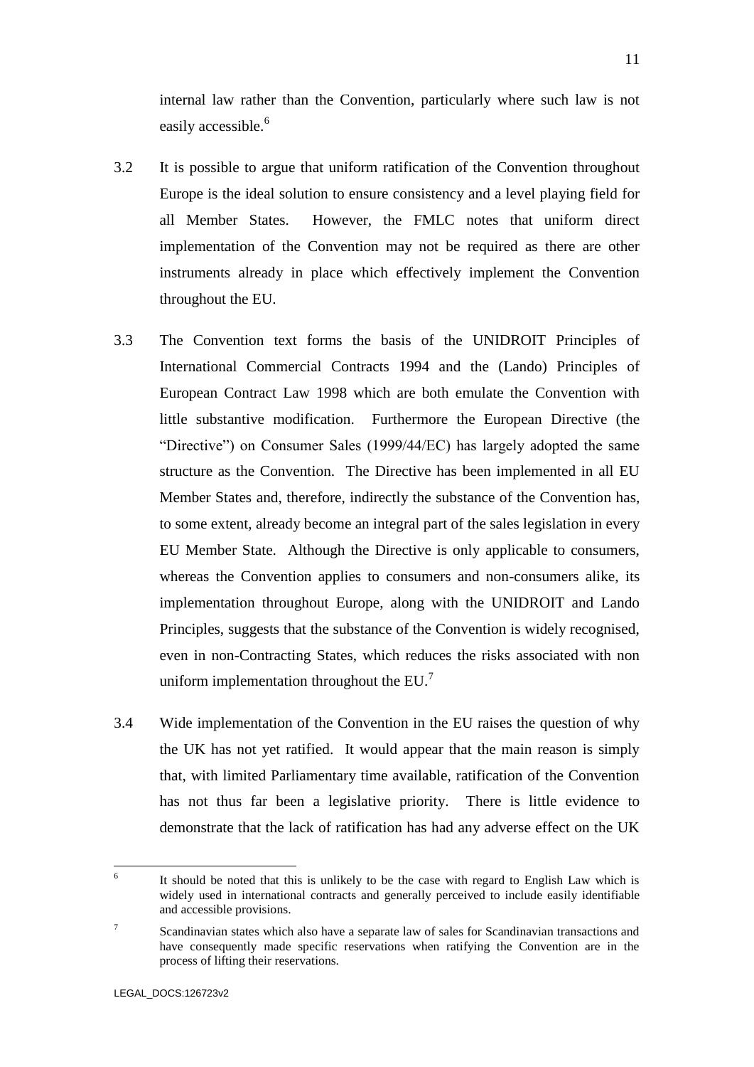internal law rather than the Convention, particularly where such law is not easily accessible.[6]

3.2 It is possible to argue that uniform ratification of the Convention throughout Europe is the ideal solution to ensure consistency and a level playing field for all Member States. However, the FMLC notes that uniform direct implementation of the Convention may not be required as there are other instruments already in place which effectively implement the Convention throughout the EU.

3.3 The Convention text forms the basis of the UNIDROIT Principles of International Commercial Contracts 1994 and the (Lando) Principles of European Contract Law 1998 which are both emulate the Convention with little substantive modification. Furthermore the European Directive (the "Directive") on Consumer Sales (1999/44/EC) has largely adopted the same structure as the Convention. The Directive has been implemented in all EU Member States and, therefore, indirectly the substance of the Convention has, to some extent, already become an integral part of the sales legislation in every EU Member State. Although the Directive is only applicable to consumers, whereas the Convention applies to consumers and non-consumers alike, its implementation throughout Europe, along with the UNIDROIT and Lando Principles, suggests that the substance of the Convention is widely recognised, even in non-Contracting States, which reduces the risks associated with non uniform implementation throughout the EU.[7]

3.4 Wide implementation of the Convention in the EU raises the question of why the UK has not yet ratified. It would appear that the main reason is simply that, with limited Parliamentary time available, ratification of the Convention has not thus far been a legislative priority. There is little evidence to demonstrate that the lack of ratification has had any adverse effect on the UK

---

[6] It should be noted that this is unlikely to be the case with regard to English Law which is widely used in international contracts and generally perceived to include easily identifiable and accessible provisions.

[7] Scandinavian states which also have a separate law of sales for Scandinavian transactions and have consequently made specific reservations when ratifying the Convention are in the process of lifting their reservations.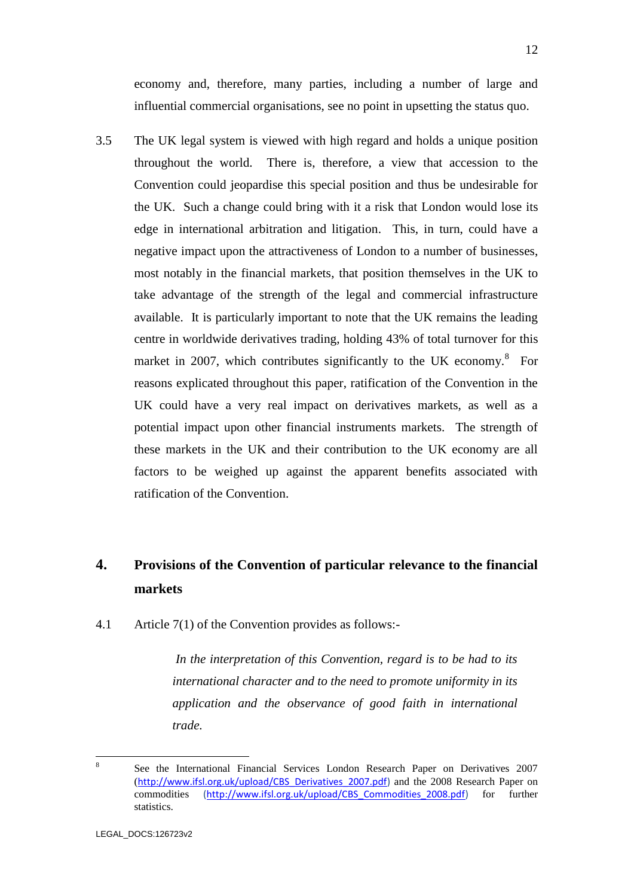economy and, therefore, many parties, including a number of large and influential commercial organisations, see no point in upsetting the status quo.

3.5 The UK legal system is viewed with high regard and holds a unique position throughout the world. There is, therefore, a view that accession to the Convention could jeopardise this special position and thus be undesirable for the UK. Such a change could bring with it a risk that London would lose its edge in international arbitration and litigation. This, in turn, could have a negative impact upon the attractiveness of London to a number of businesses, most notably in the financial markets, that position themselves in the UK to take advantage of the strength of the legal and commercial infrastructure available. It is particularly important to note that the UK remains the leading centre in worldwide derivatives trading, holding 43% of total turnover for this market in 2007, which contributes significantly to the UK economy.[8] For reasons explicated throughout this paper, ratification of the Convention in the UK could have a very real impact on derivatives markets, as well as a potential impact upon other financial instruments markets. The strength of these markets in the UK and their contribution to the UK economy are all factors to be weighed up against the apparent benefits associated with ratification of the Convention.

## 4. Provisions of the Convention of particular relevance to the financial markets

4.1 Article 7(1) of the Convention provides as follows:-

> *In the interpretation of this Convention, regard is to be had to its international character and to the need to promote uniformity in its application and the observance of good faith in international trade.*

---

[8] See the International Financial Services London Research Paper on Derivatives 2007 (http://www.ifsl.org.uk/upload/CBS_Derivatives_2007.pdf) and the 2008 Research Paper on commodities (http://www.ifsl.org.uk/upload/CBS_Commodities_2008.pdf) for further statistics.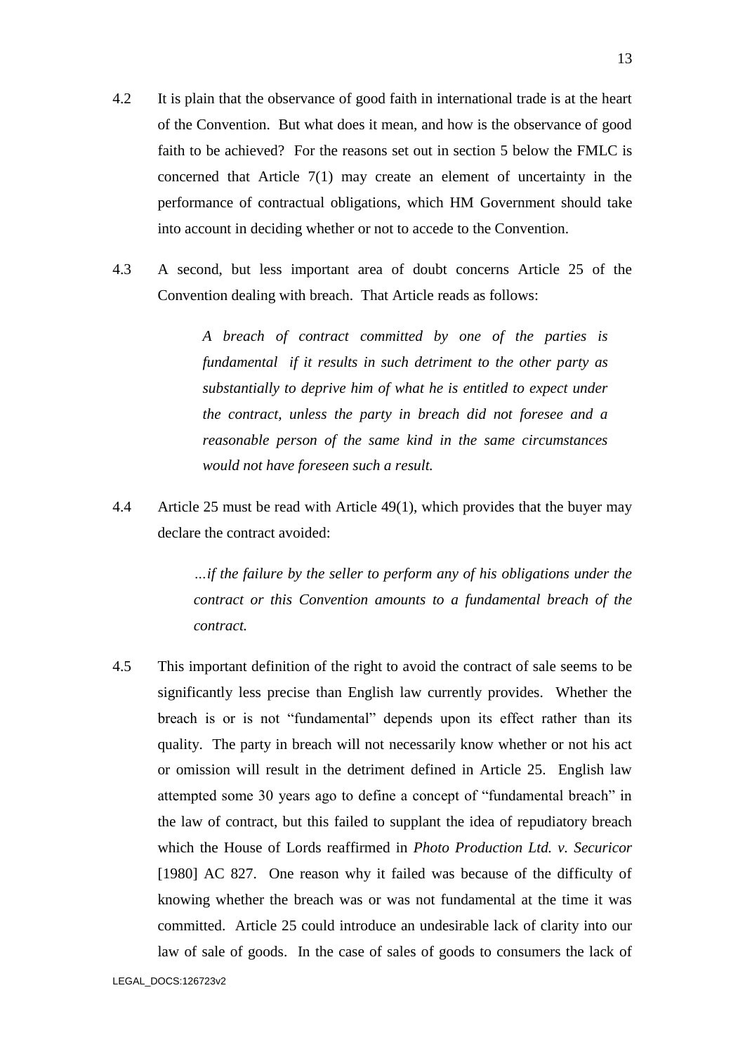4.2 It is plain that the observance of good faith in international trade is at the heart of the Convention. But what does it mean, and how is the observance of good faith to be achieved? For the reasons set out in section 5 below the FMLC is concerned that Article 7(1) may create an element of uncertainty in the performance of contractual obligations, which HM Government should take into account in deciding whether or not to accede to the Convention.

4.3 A second, but less important area of doubt concerns Article 25 of the Convention dealing with breach. That Article reads as follows:

> *A breach of contract committed by one of the parties is fundamental if it results in such detriment to the other party as substantially to deprive him of what he is entitled to expect under the contract, unless the party in breach did not foresee and a reasonable person of the same kind in the same circumstances would not have foreseen such a result.*

4.4 Article 25 must be read with Article 49(1), which provides that the buyer may declare the contract avoided:

> *…if the failure by the seller to perform any of his obligations under the contract or this Convention amounts to a fundamental breach of the contract.*

4.5 This important definition of the right to avoid the contract of sale seems to be significantly less precise than English law currently provides. Whether the breach is or is not "fundamental" depends upon its effect rather than its quality. The party in breach will not necessarily know whether or not his act or omission will result in the detriment defined in Article 25. English law attempted some 30 years ago to define a concept of "fundamental breach" in the law of contract, but this failed to supplant the idea of repudiatory breach which the House of Lords reaffirmed in *Photo Production Ltd. v. Securicor* [1980] AC 827. One reason why it failed was because of the difficulty of knowing whether the breach was or was not fundamental at the time it was committed. Article 25 could introduce an undesirable lack of clarity into our law of sale of goods. In the case of sales of goods to consumers the lack of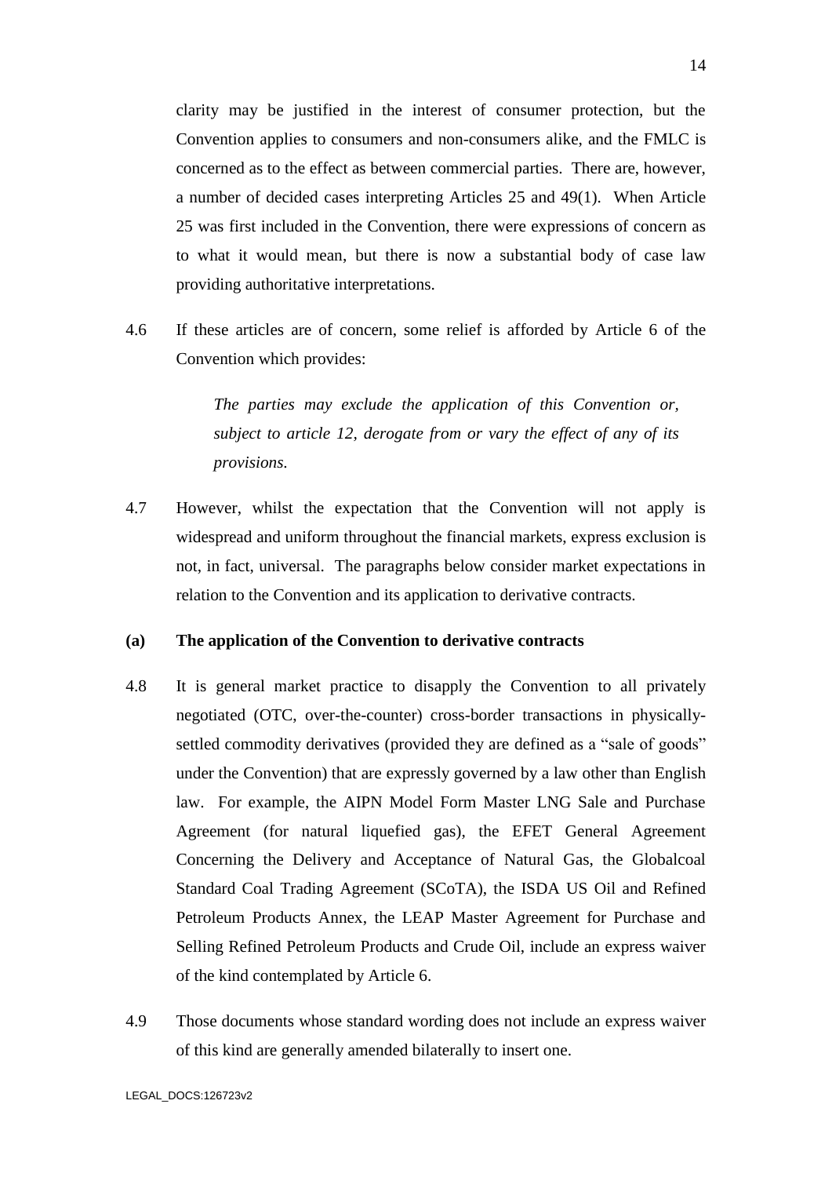clarity may be justified in the interest of consumer protection, but the Convention applies to consumers and non-consumers alike, and the FMLC is concerned as to the effect as between commercial parties. There are, however, a number of decided cases interpreting Articles 25 and 49(1). When Article 25 was first included in the Convention, there were expressions of concern as to what it would mean, but there is now a substantial body of case law providing authoritative interpretations.

4.6 If these articles are of concern, some relief is afforded by Article 6 of the Convention which provides:

> *The parties may exclude the application of this Convention or, subject to article 12, derogate from or vary the effect of any of its provisions.*

4.7 However, whilst the expectation that the Convention will not apply is widespread and uniform throughout the financial markets, express exclusion is not, in fact, universal. The paragraphs below consider market expectations in relation to the Convention and its application to derivative contracts.

**(a) The application of the Convention to derivative contracts**

4.8 It is general market practice to disapply the Convention to all privately negotiated (OTC, over-the-counter) cross-border transactions in physically-settled commodity derivatives (provided they are defined as a "sale of goods" under the Convention) that are expressly governed by a law other than English law. For example, the AIPN Model Form Master LNG Sale and Purchase Agreement (for natural liquefied gas), the EFET General Agreement Concerning the Delivery and Acceptance of Natural Gas, the Globalcoal Standard Coal Trading Agreement (SCoTA), the ISDA US Oil and Refined Petroleum Products Annex, the LEAP Master Agreement for Purchase and Selling Refined Petroleum Products and Crude Oil, include an express waiver of the kind contemplated by Article 6.

4.9 Those documents whose standard wording does not include an express waiver of this kind are generally amended bilaterally to insert one.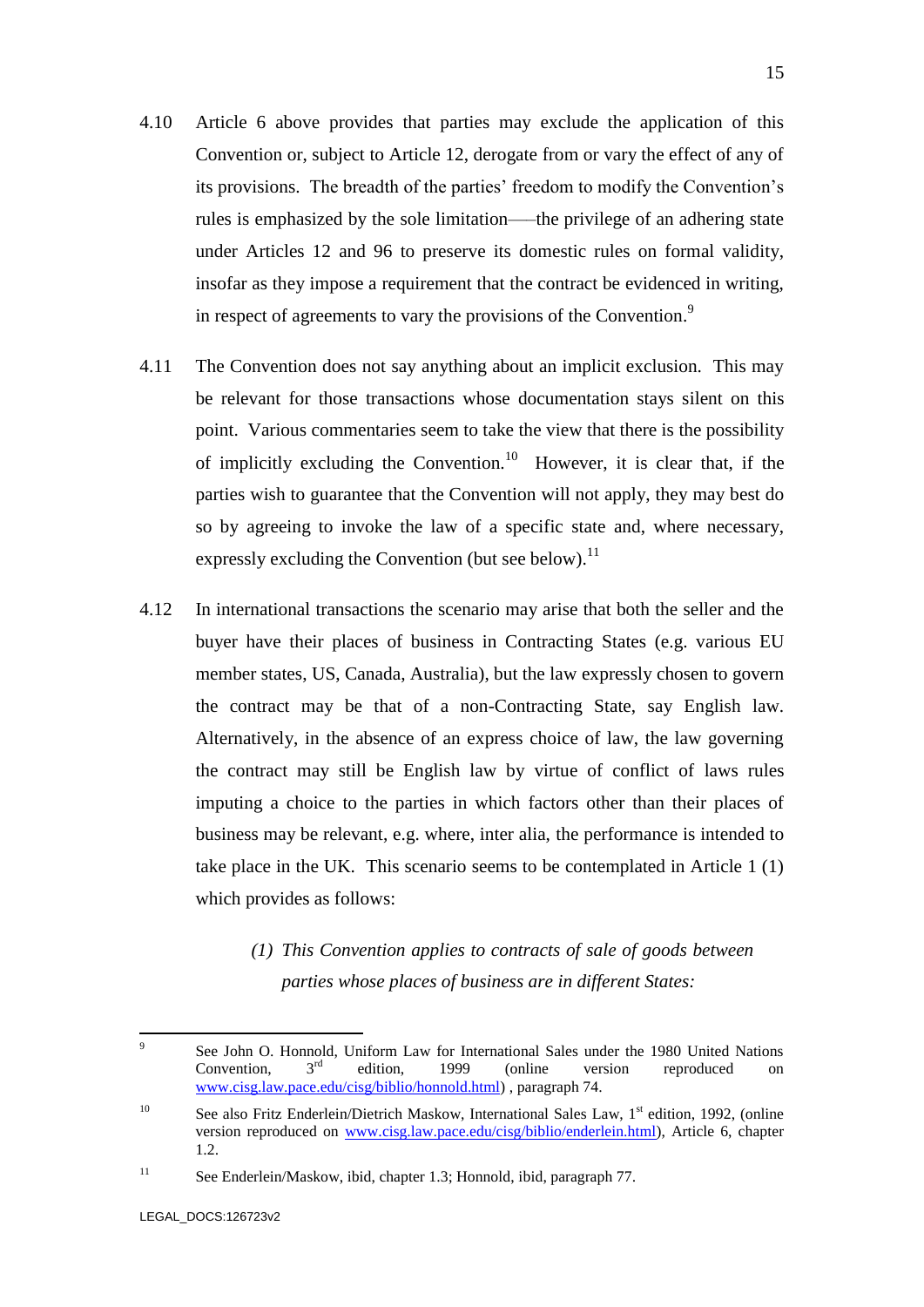4.10 Article 6 above provides that parties may exclude the application of this Convention or, subject to Article 12, derogate from or vary the effect of any of its provisions. The breadth of the parties' freedom to modify the Convention's rules is emphasized by the sole limitation—the privilege of an adhering state under Articles 12 and 96 to preserve its domestic rules on formal validity, insofar as they impose a requirement that the contract be evidenced in writing, in respect of agreements to vary the provisions of the Convention.[9]

4.11 The Convention does not say anything about an implicit exclusion. This may be relevant for those transactions whose documentation stays silent on this point. Various commentaries seem to take the view that there is the possibility of implicitly excluding the Convention.[10] However, it is clear that, if the parties wish to guarantee that the Convention will not apply, they may best do so by agreeing to invoke the law of a specific state and, where necessary, expressly excluding the Convention (but see below).[11]

4.12 In international transactions the scenario may arise that both the seller and the buyer have their places of business in Contracting States (e.g. various EU member states, US, Canada, Australia), but the law expressly chosen to govern the contract may be that of a non-Contracting State, say English law. Alternatively, in the absence of an express choice of law, the law governing the contract may still be English law by virtue of conflict of laws rules imputing a choice to the parties in which factors other than their places of business may be relevant, e.g. where, inter alia, the performance is intended to take place in the UK. This scenario seems to be contemplated in Article 1 (1) which provides as follows:

> *(1) This Convention applies to contracts of sale of goods between parties whose places of business are in different States:*

---

[9] See John O. Honnold, Uniform Law for International Sales under the 1980 United Nations Convention, 3rd edition, 1999 (online version reproduced on www.cisg.law.pace.edu/cisg/biblio/honnold.html) , paragraph 74.

[10] See also Fritz Enderlein/Dietrich Maskow, International Sales Law, 1st edition, 1992, (online version reproduced on www.cisg.law.pace.edu/cisg/biblio/enderlein.html), Article 6, chapter 1.2.

[11] See Enderlein/Maskow, ibid, chapter 1.3; Honnold, ibid, paragraph 77.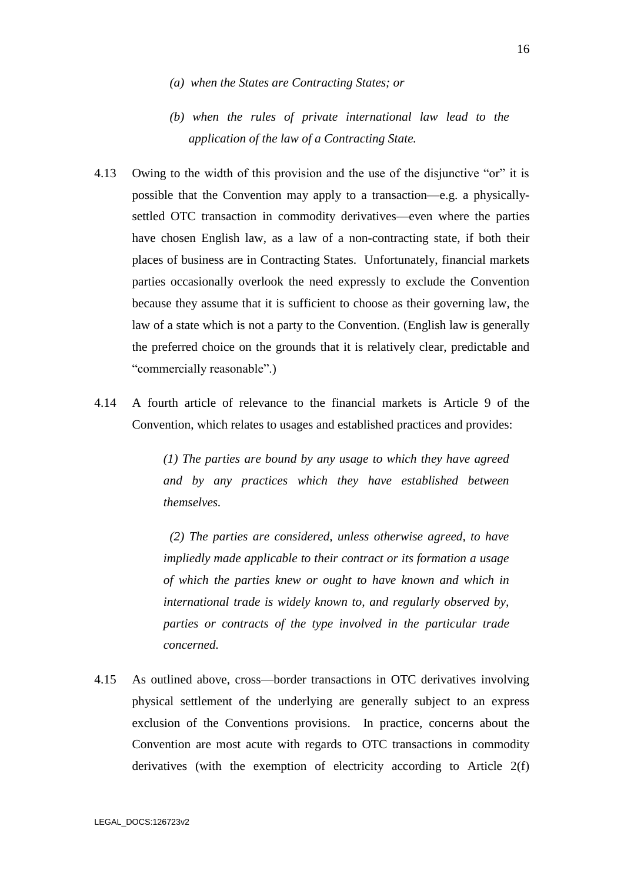*(a) when the States are Contracting States; or*

*(b) when the rules of private international law lead to the application of the law of a Contracting State.*

4.13 Owing to the width of this provision and the use of the disjunctive "or" it is possible that the Convention may apply to a transaction—e.g. a physically-settled OTC transaction in commodity derivatives—even where the parties have chosen English law, as a law of a non-contracting state, if both their places of business are in Contracting States. Unfortunately, financial markets parties occasionally overlook the need expressly to exclude the Convention because they assume that it is sufficient to choose as their governing law, the law of a state which is not a party to the Convention. (English law is generally the preferred choice on the grounds that it is relatively clear, predictable and "commercially reasonable".)

4.14 A fourth article of relevance to the financial markets is Article 9 of the Convention, which relates to usages and established practices and provides:

> *(1) The parties are bound by any usage to which they have agreed and by any practices which they have established between themselves.*
>
> *(2) The parties are considered, unless otherwise agreed, to have impliedly made applicable to their contract or its formation a usage of which the parties knew or ought to have known and which in international trade is widely known to, and regularly observed by, parties or contracts of the type involved in the particular trade concerned.*

4.15 As outlined above, cross—border transactions in OTC derivatives involving physical settlement of the underlying are generally subject to an express exclusion of the Conventions provisions. In practice, concerns about the Convention are most acute with regards to OTC transactions in commodity derivatives (with the exemption of electricity according to Article 2(f)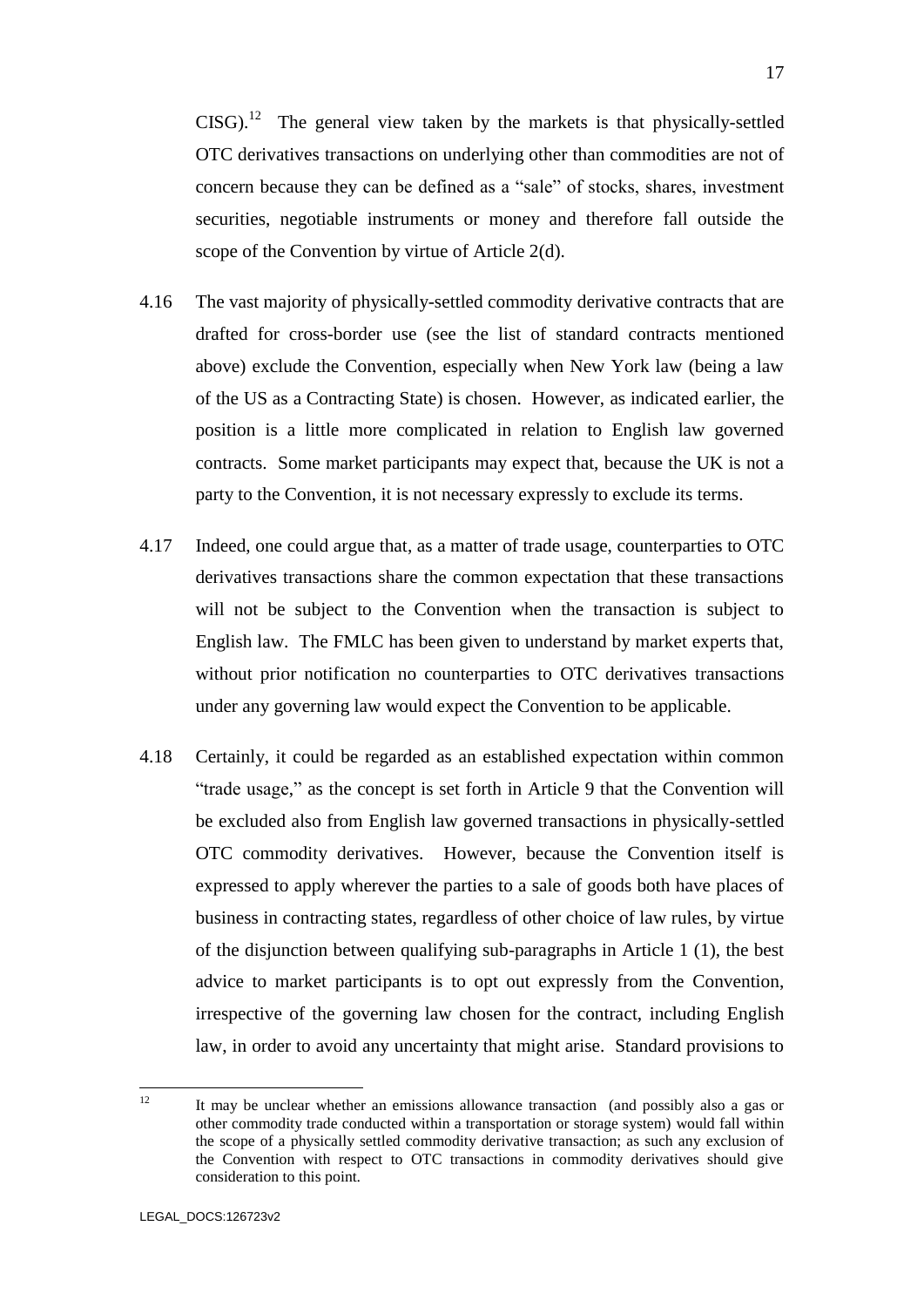CISG).[12] The general view taken by the markets is that physically-settled OTC derivatives transactions on underlying other than commodities are not of concern because they can be defined as a "sale" of stocks, shares, investment securities, negotiable instruments or money and therefore fall outside the scope of the Convention by virtue of Article 2(d).

4.16 The vast majority of physically-settled commodity derivative contracts that are drafted for cross-border use (see the list of standard contracts mentioned above) exclude the Convention, especially when New York law (being a law of the US as a Contracting State) is chosen. However, as indicated earlier, the position is a little more complicated in relation to English law governed contracts. Some market participants may expect that, because the UK is not a party to the Convention, it is not necessary expressly to exclude its terms.

4.17 Indeed, one could argue that, as a matter of trade usage, counterparties to OTC derivatives transactions share the common expectation that these transactions will not be subject to the Convention when the transaction is subject to English law. The FMLC has been given to understand by market experts that, without prior notification no counterparties to OTC derivatives transactions under any governing law would expect the Convention to be applicable.

4.18 Certainly, it could be regarded as an established expectation within common "trade usage," as the concept is set forth in Article 9 that the Convention will be excluded also from English law governed transactions in physically-settled OTC commodity derivatives. However, because the Convention itself is expressed to apply wherever the parties to a sale of goods both have places of business in contracting states, regardless of other choice of law rules, by virtue of the disjunction between qualifying sub-paragraphs in Article 1 (1), the best advice to market participants is to opt out expressly from the Convention, irrespective of the governing law chosen for the contract, including English law, in order to avoid any uncertainty that might arise. Standard provisions to

---

[12] It may be unclear whether an emissions allowance transaction (and possibly also a gas or other commodity trade conducted within a transportation or storage system) would fall within the scope of a physically settled commodity derivative transaction; as such any exclusion of the Convention with respect to OTC transactions in commodity derivatives should give consideration to this point.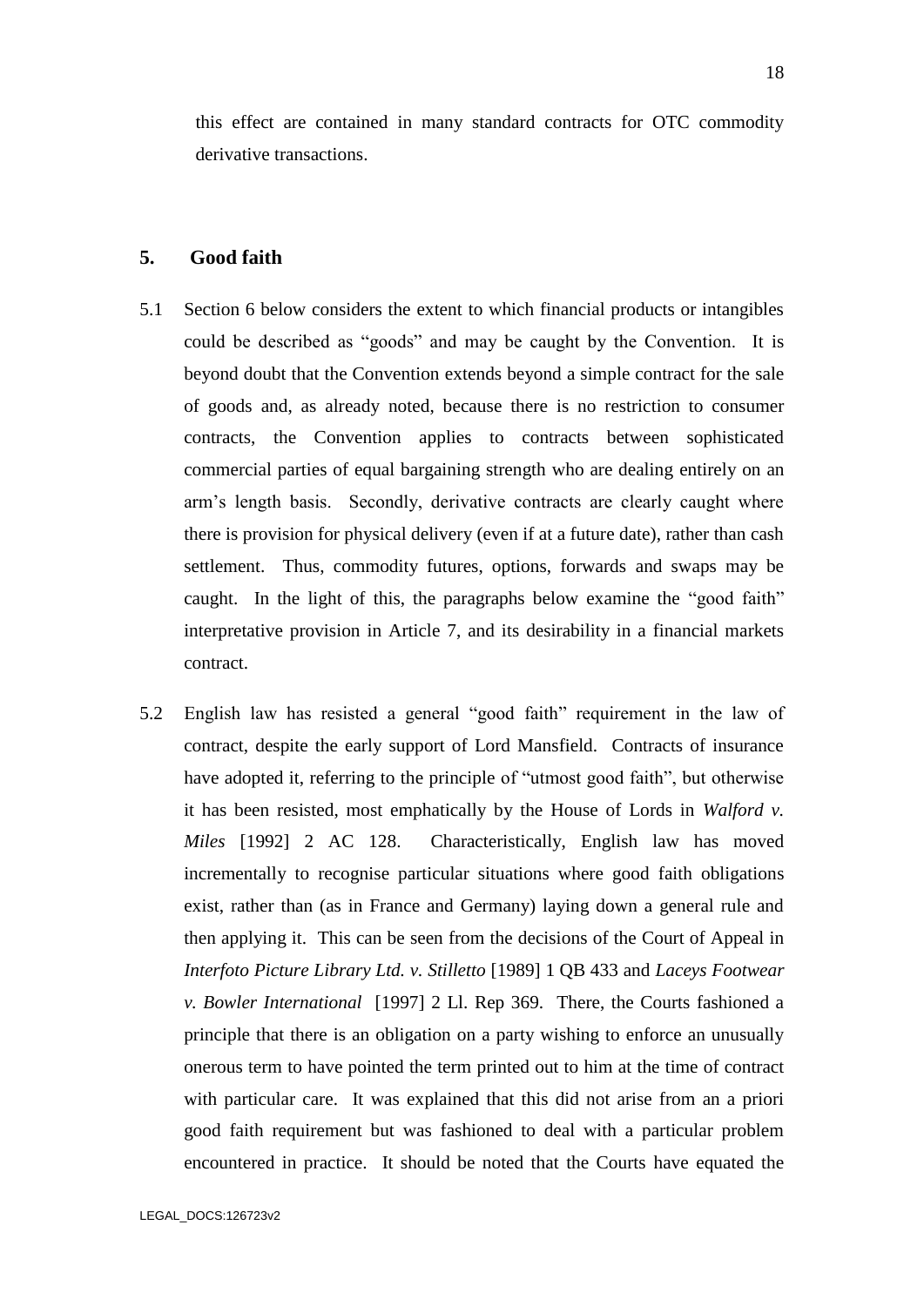this effect are contained in many standard contracts for OTC commodity derivative transactions.

## 5. Good faith

5.1 Section 6 below considers the extent to which financial products or intangibles could be described as "goods" and may be caught by the Convention. It is beyond doubt that the Convention extends beyond a simple contract for the sale of goods and, as already noted, because there is no restriction to consumer contracts, the Convention applies to contracts between sophisticated commercial parties of equal bargaining strength who are dealing entirely on an arm's length basis. Secondly, derivative contracts are clearly caught where there is provision for physical delivery (even if at a future date), rather than cash settlement. Thus, commodity futures, options, forwards and swaps may be caught. In the light of this, the paragraphs below examine the "good faith" interpretative provision in Article 7, and its desirability in a financial markets contract.

5.2 English law has resisted a general "good faith" requirement in the law of contract, despite the early support of Lord Mansfield. Contracts of insurance have adopted it, referring to the principle of "utmost good faith", but otherwise it has been resisted, most emphatically by the House of Lords in *Walford v. Miles* [1992] 2 AC 128. Characteristically, English law has moved incrementally to recognise particular situations where good faith obligations exist, rather than (as in France and Germany) laying down a general rule and then applying it. This can be seen from the decisions of the Court of Appeal in *Interfoto Picture Library Ltd. v. Stilletto* [1989] 1 QB 433 and *Laceys Footwear v. Bowler International* [1997] 2 Ll. Rep 369. There, the Courts fashioned a principle that there is an obligation on a party wishing to enforce an unusually onerous term to have pointed the term printed out to him at the time of contract with particular care. It was explained that this did not arise from an a priori good faith requirement but was fashioned to deal with a particular problem encountered in practice. It should be noted that the Courts have equated the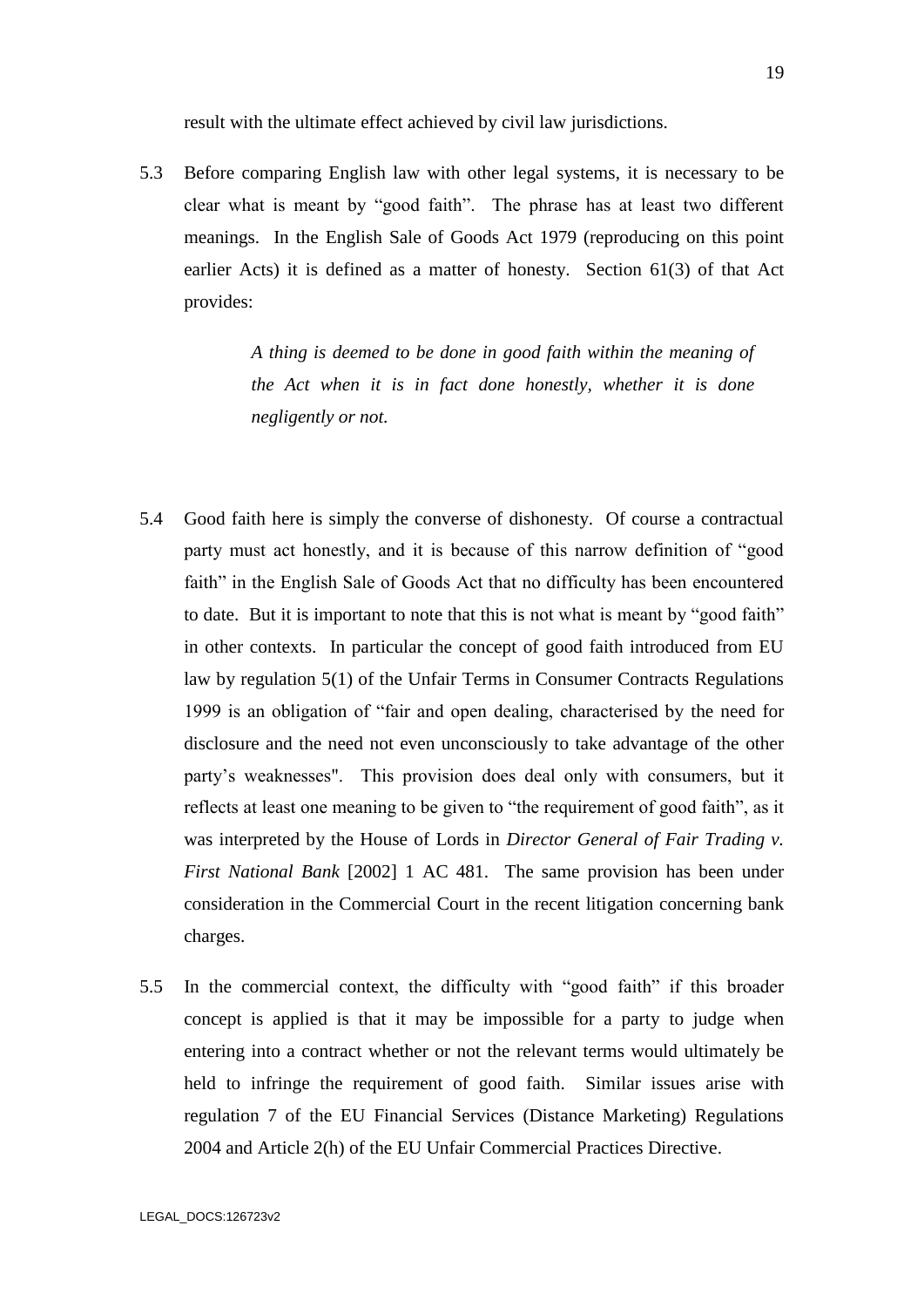result with the ultimate effect achieved by civil law jurisdictions.

5.3 Before comparing English law with other legal systems, it is necessary to be clear what is meant by "good faith". The phrase has at least two different meanings. In the English Sale of Goods Act 1979 (reproducing on this point earlier Acts) it is defined as a matter of honesty. Section 61(3) of that Act provides:

> *A thing is deemed to be done in good faith within the meaning of the Act when it is in fact done honestly, whether it is done negligently or not.*

5.4 Good faith here is simply the converse of dishonesty. Of course a contractual party must act honestly, and it is because of this narrow definition of "good faith" in the English Sale of Goods Act that no difficulty has been encountered to date. But it is important to note that this is not what is meant by "good faith" in other contexts. In particular the concept of good faith introduced from EU law by regulation 5(1) of the Unfair Terms in Consumer Contracts Regulations 1999 is an obligation of "fair and open dealing, characterised by the need for disclosure and the need not even unconsciously to take advantage of the other party's weaknesses". This provision does deal only with consumers, but it reflects at least one meaning to be given to "the requirement of good faith", as it was interpreted by the House of Lords in *Director General of Fair Trading v. First National Bank* [2002] 1 AC 481. The same provision has been under consideration in the Commercial Court in the recent litigation concerning bank charges.

5.5 In the commercial context, the difficulty with "good faith" if this broader concept is applied is that it may be impossible for a party to judge when entering into a contract whether or not the relevant terms would ultimately be held to infringe the requirement of good faith. Similar issues arise with regulation 7 of the EU Financial Services (Distance Marketing) Regulations 2004 and Article 2(h) of the EU Unfair Commercial Practices Directive.

LEGAL_DOCS:126723v2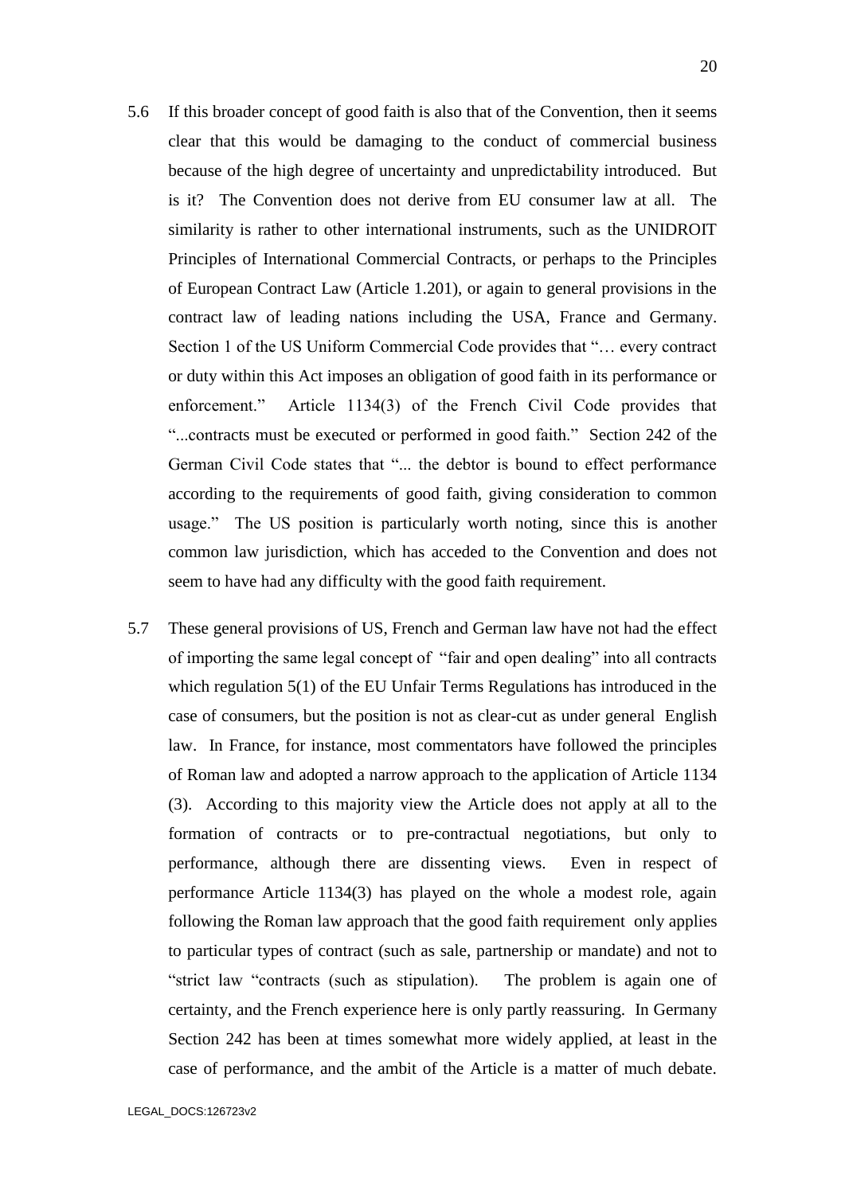5.6 If this broader concept of good faith is also that of the Convention, then it seems clear that this would be damaging to the conduct of commercial business because of the high degree of uncertainty and unpredictability introduced. But is it? The Convention does not derive from EU consumer law at all. The similarity is rather to other international instruments, such as the UNIDROIT Principles of International Commercial Contracts, or perhaps to the Principles of European Contract Law (Article 1.201), or again to general provisions in the contract law of leading nations including the USA, France and Germany. Section 1 of the US Uniform Commercial Code provides that "… every contract or duty within this Act imposes an obligation of good faith in its performance or enforcement." Article 1134(3) of the French Civil Code provides that "...contracts must be executed or performed in good faith." Section 242 of the German Civil Code states that "... the debtor is bound to effect performance according to the requirements of good faith, giving consideration to common usage." The US position is particularly worth noting, since this is another common law jurisdiction, which has acceded to the Convention and does not seem to have had any difficulty with the good faith requirement.

5.7 These general provisions of US, French and German law have not had the effect of importing the same legal concept of "fair and open dealing" into all contracts which regulation 5(1) of the EU Unfair Terms Regulations has introduced in the case of consumers, but the position is not as clear-cut as under general English law. In France, for instance, most commentators have followed the principles of Roman law and adopted a narrow approach to the application of Article 1134 (3). According to this majority view the Article does not apply at all to the formation of contracts or to pre-contractual negotiations, but only to performance, although there are dissenting views. Even in respect of performance Article 1134(3) has played on the whole a modest role, again following the Roman law approach that the good faith requirement only applies to particular types of contract (such as sale, partnership or mandate) and not to "strict law "contracts (such as stipulation). The problem is again one of certainty, and the French experience here is only partly reassuring. In Germany Section 242 has been at times somewhat more widely applied, at least in the case of performance, and the ambit of the Article is a matter of much debate.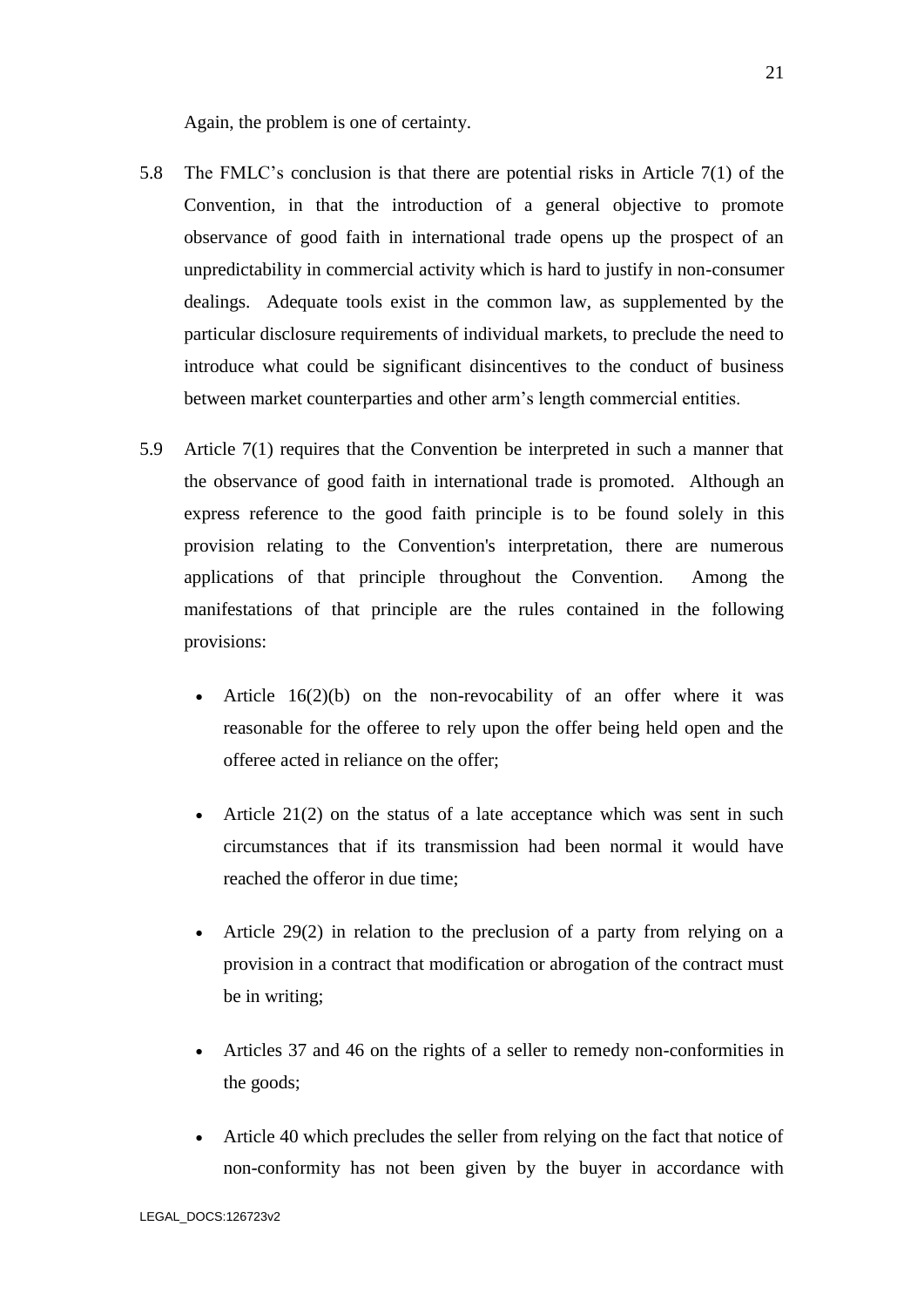Again, the problem is one of certainty.

5.8 The FMLC's conclusion is that there are potential risks in Article 7(1) of the Convention, in that the introduction of a general objective to promote observance of good faith in international trade opens up the prospect of an unpredictability in commercial activity which is hard to justify in non-consumer dealings. Adequate tools exist in the common law, as supplemented by the particular disclosure requirements of individual markets, to preclude the need to introduce what could be significant disincentives to the conduct of business between market counterparties and other arm's length commercial entities.

5.9 Article 7(1) requires that the Convention be interpreted in such a manner that the observance of good faith in international trade is promoted. Although an express reference to the good faith principle is to be found solely in this provision relating to the Convention's interpretation, there are numerous applications of that principle throughout the Convention. Among the manifestations of that principle are the rules contained in the following provisions:

- Article 16(2)(b) on the non-revocability of an offer where it was reasonable for the offeree to rely upon the offer being held open and the offeree acted in reliance on the offer;

- Article 21(2) on the status of a late acceptance which was sent in such circumstances that if its transmission had been normal it would have reached the offeror in due time;

- Article 29(2) in relation to the preclusion of a party from relying on a provision in a contract that modification or abrogation of the contract must be in writing;

- Articles 37 and 46 on the rights of a seller to remedy non-conformities in the goods;

- Article 40 which precludes the seller from relying on the fact that notice of non-conformity has not been given by the buyer in accordance with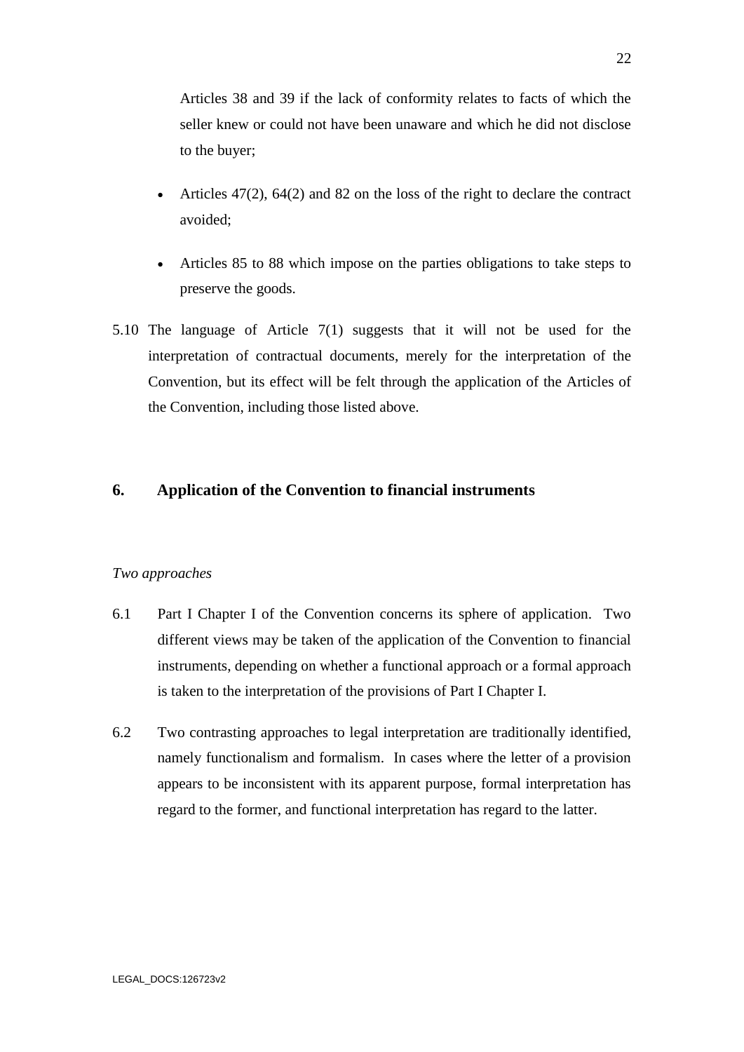Articles 38 and 39 if the lack of conformity relates to facts of which the seller knew or could not have been unaware and which he did not disclose to the buyer;

- Articles 47(2), 64(2) and 82 on the loss of the right to declare the contract avoided;

- Articles 85 to 88 which impose on the parties obligations to take steps to preserve the goods.

5.10 The language of Article 7(1) suggests that it will not be used for the interpretation of contractual documents, merely for the interpretation of the Convention, but its effect will be felt through the application of the Articles of the Convention, including those listed above.

## 6. Application of the Convention to financial instruments

*Two approaches*

6.1 Part I Chapter I of the Convention concerns its sphere of application. Two different views may be taken of the application of the Convention to financial instruments, depending on whether a functional approach or a formal approach is taken to the interpretation of the provisions of Part I Chapter I.

6.2 Two contrasting approaches to legal interpretation are traditionally identified, namely functionalism and formalism. In cases where the letter of a provision appears to be inconsistent with its apparent purpose, formal interpretation has regard to the former, and functional interpretation has regard to the latter.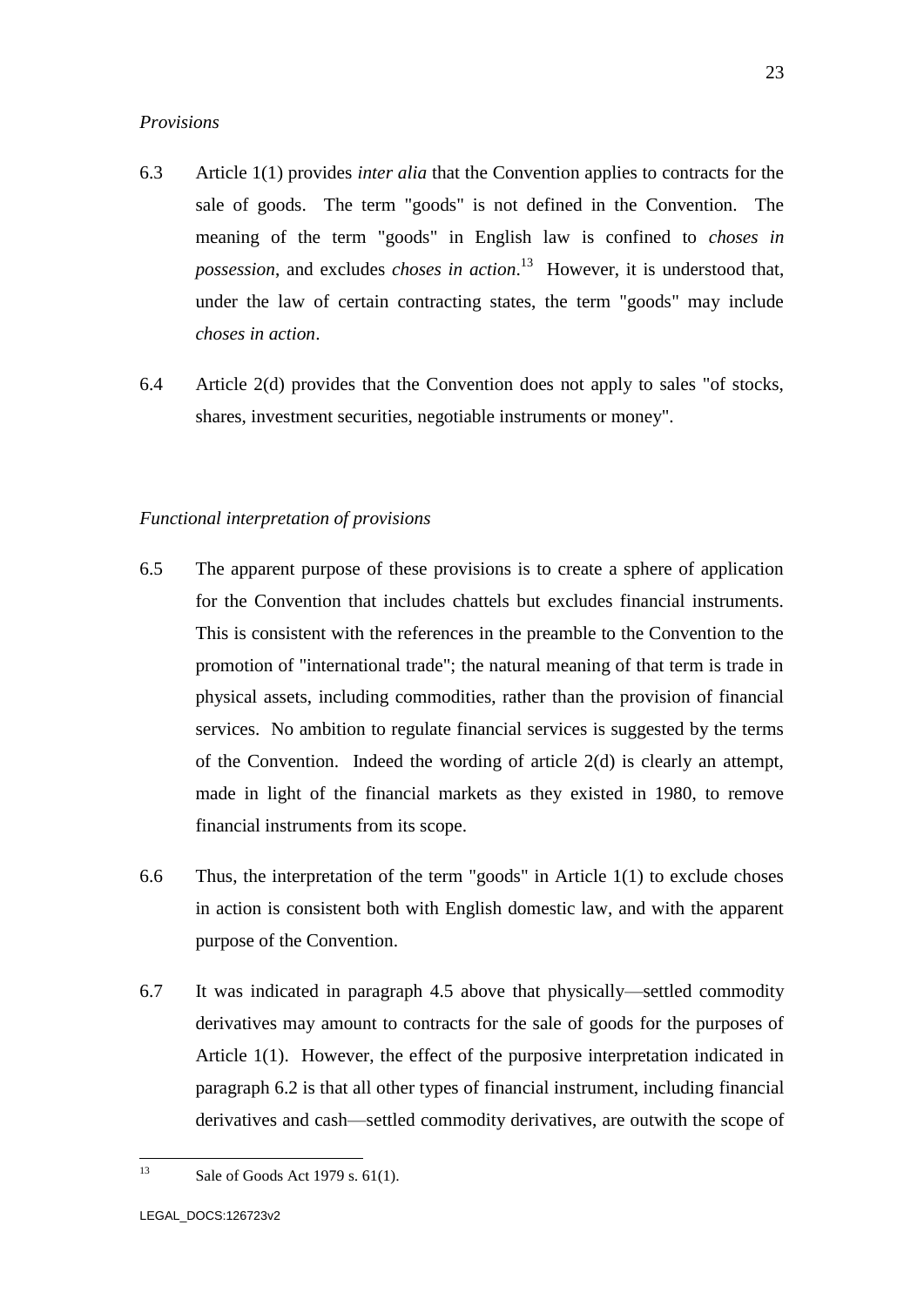*Provisions*

6.3 Article 1(1) provides *inter alia* that the Convention applies to contracts for the sale of goods. The term "goods" is not defined in the Convention. The meaning of the term "goods" in English law is confined to *choses in possession*, and excludes *choses in action*.[13] However, it is understood that, under the law of certain contracting states, the term "goods" may include *choses in action*.

6.4 Article 2(d) provides that the Convention does not apply to sales "of stocks, shares, investment securities, negotiable instruments or money".

*Functional interpretation of provisions*

6.5 The apparent purpose of these provisions is to create a sphere of application for the Convention that includes chattels but excludes financial instruments. This is consistent with the references in the preamble to the Convention to the promotion of "international trade"; the natural meaning of that term is trade in physical assets, including commodities, rather than the provision of financial services. No ambition to regulate financial services is suggested by the terms of the Convention. Indeed the wording of article 2(d) is clearly an attempt, made in light of the financial markets as they existed in 1980, to remove financial instruments from its scope.

6.6 Thus, the interpretation of the term "goods" in Article 1(1) to exclude choses in action is consistent both with English domestic law, and with the apparent purpose of the Convention.

6.7 It was indicated in paragraph 4.5 above that physically—settled commodity derivatives may amount to contracts for the sale of goods for the purposes of Article 1(1). However, the effect of the purposive interpretation indicated in paragraph 6.2 is that all other types of financial instrument, including financial derivatives and cash—settled commodity derivatives, are outwith the scope of

[13] Sale of Goods Act 1979 s. 61(1).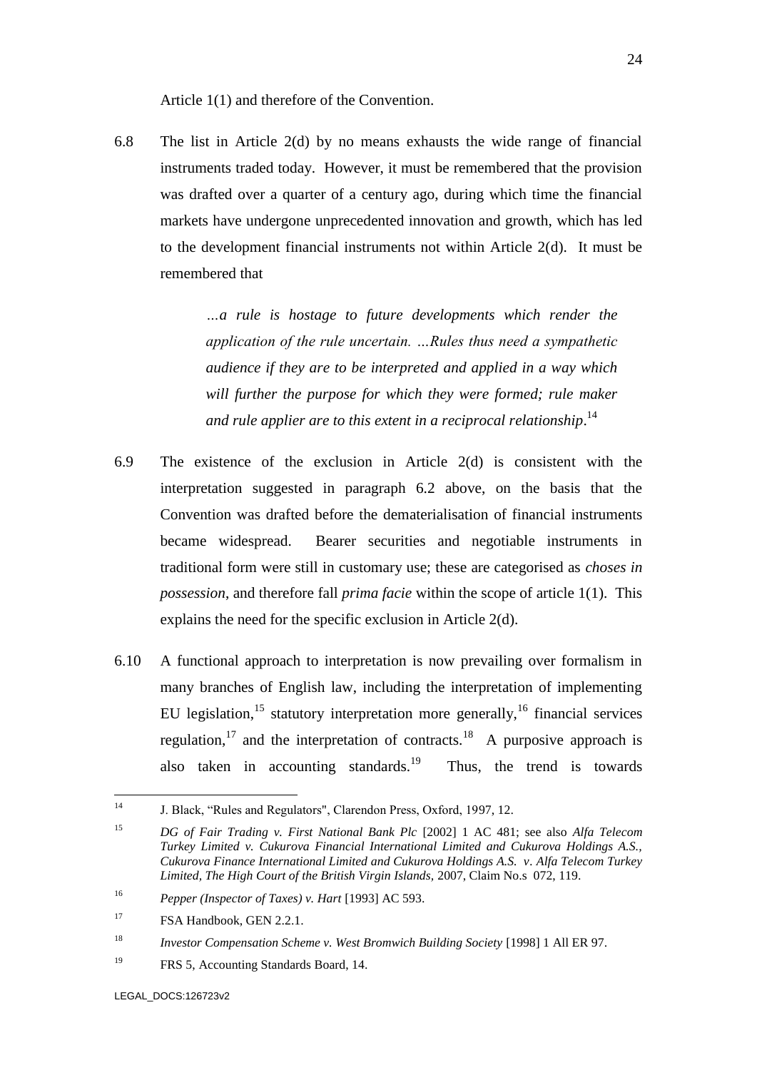Article 1(1) and therefore of the Convention.

6.8 The list in Article 2(d) by no means exhausts the wide range of financial instruments traded today. However, it must be remembered that the provision was drafted over a quarter of a century ago, during which time the financial markets have undergone unprecedented innovation and growth, which has led to the development financial instruments not within Article 2(d). It must be remembered that

> *…a rule is hostage to future developments which render the application of the rule uncertain. …Rules thus need a sympathetic audience if they are to be interpreted and applied in a way which will further the purpose for which they were formed; rule maker and rule applier are to this extent in a reciprocal relationship*.[14]

6.9 The existence of the exclusion in Article 2(d) is consistent with the interpretation suggested in paragraph 6.2 above, on the basis that the Convention was drafted before the dematerialisation of financial instruments became widespread. Bearer securities and negotiable instruments in traditional form were still in customary use; these are categorised as *choses in possession*, and therefore fall *prima facie* within the scope of article 1(1). This explains the need for the specific exclusion in Article 2(d).

6.10 A functional approach to interpretation is now prevailing over formalism in many branches of English law, including the interpretation of implementing EU legislation,[15] statutory interpretation more generally,[16] financial services regulation,[17] and the interpretation of contracts.[18] A purposive approach is also taken in accounting standards.[19] Thus, the trend is towards

---

[14] J. Black, "Rules and Regulators", Clarendon Press, Oxford, 1997, 12.

[15] *DG of Fair Trading v. First National Bank Plc* [2002] 1 AC 481; see also *Alfa Telecom Turkey Limited v. Cukurova Financial International Limited and Cukurova Holdings A.S., Cukurova Finance International Limited and Cukurova Holdings A.S. v. Alfa Telecom Turkey Limited, The High Court of the British Virgin Islands*, 2007, Claim No.s 072, 119.

[16] *Pepper (Inspector of Taxes) v. Hart* [1993] AC 593.

[17] FSA Handbook, GEN 2.2.1.

[18] *Investor Compensation Scheme v. West Bromwich Building Society* [1998] 1 All ER 97.

[19] FRS 5, Accounting Standards Board, 14.

LEGAL_DOCS:126723v2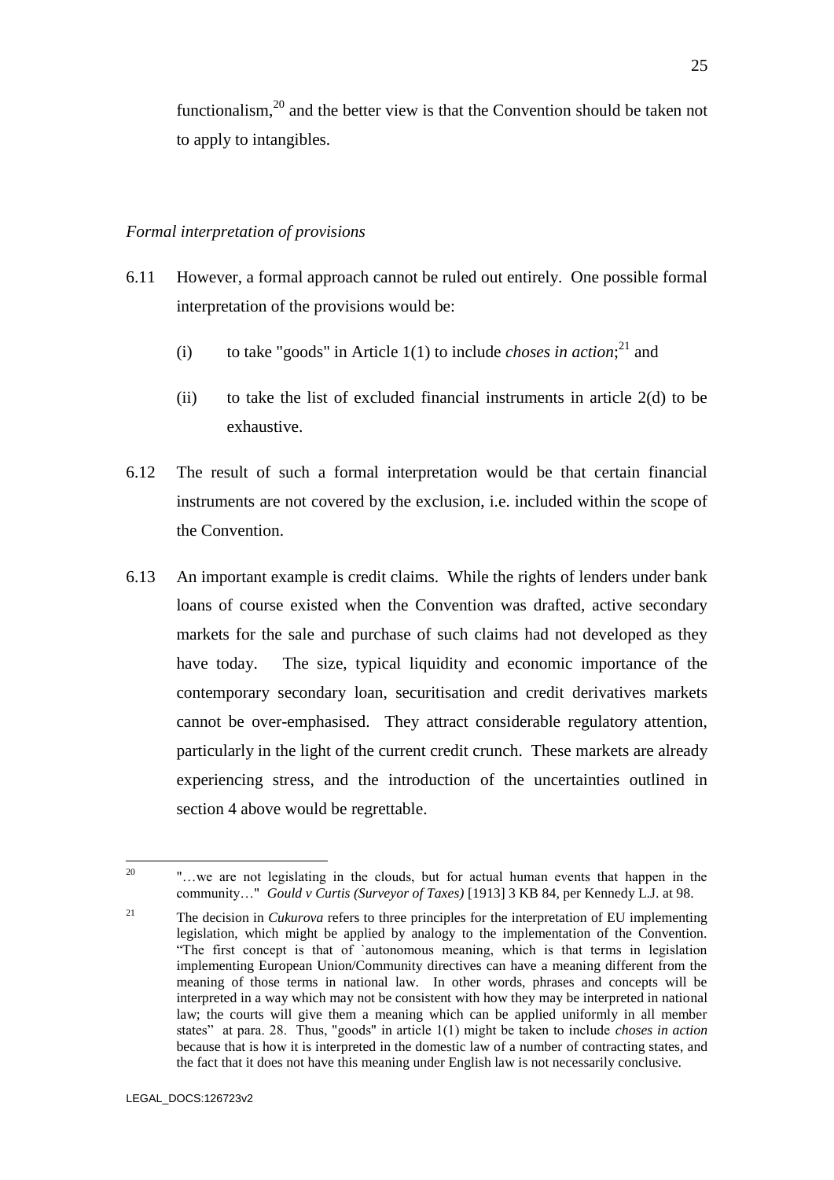functionalism,[20] and the better view is that the Convention should be taken not to apply to intangibles.

*Formal interpretation of provisions*

6.11 However, a formal approach cannot be ruled out entirely. One possible formal interpretation of the provisions would be:

(i) to take "goods" in Article 1(1) to include *choses in action*;[21] and

(ii) to take the list of excluded financial instruments in article 2(d) to be exhaustive.

6.12 The result of such a formal interpretation would be that certain financial instruments are not covered by the exclusion, i.e. included within the scope of the Convention.

6.13 An important example is credit claims. While the rights of lenders under bank loans of course existed when the Convention was drafted, active secondary markets for the sale and purchase of such claims had not developed as they have today. The size, typical liquidity and economic importance of the contemporary secondary loan, securitisation and credit derivatives markets cannot be over-emphasised. They attract considerable regulatory attention, particularly in the light of the current credit crunch. These markets are already experiencing stress, and the introduction of the uncertainties outlined in section 4 above would be regrettable.

---

[20] "…we are not legislating in the clouds, but for actual human events that happen in the community…" *Gould v Curtis (Surveyor of Taxes)* [1913] 3 KB 84, per Kennedy L.J. at 98.

[21] The decision in *Cukurova* refers to three principles for the interpretation of EU implementing legislation, which might be applied by analogy to the implementation of the Convention. "The first concept is that of `autonomous meaning, which is that terms in legislation implementing European Union/Community directives can have a meaning different from the meaning of those terms in national law. In other words, phrases and concepts will be interpreted in a way which may not be consistent with how they may be interpreted in national law; the courts will give them a meaning which can be applied uniformly in all member states" at para. 28. Thus, "goods" in article 1(1) might be taken to include *choses in action* because that is how it is interpreted in the domestic law of a number of contracting states, and the fact that it does not have this meaning under English law is not necessarily conclusive.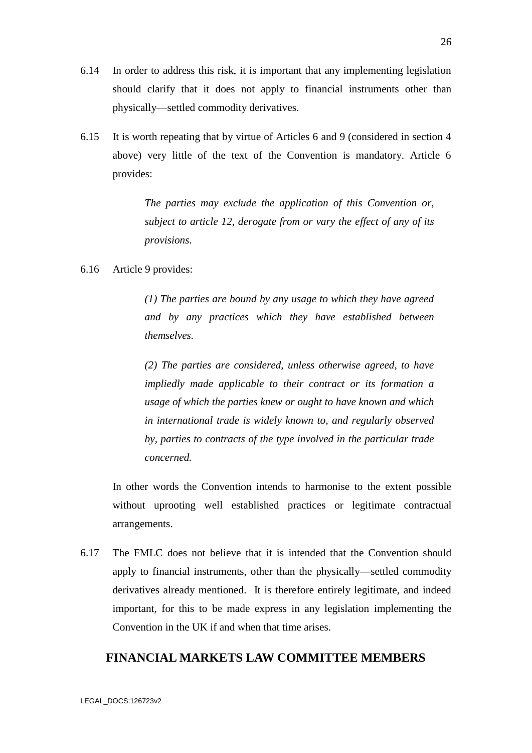6.14 In order to address this risk, it is important that any implementing legislation should clarify that it does not apply to financial instruments other than physically—settled commodity derivatives.

6.15 It is worth repeating that by virtue of Articles 6 and 9 (considered in section 4 above) very little of the text of the Convention is mandatory. Article 6 provides:

> *The parties may exclude the application of this Convention or, subject to article 12, derogate from or vary the effect of any of its provisions.*

6.16 Article 9 provides:

> *(1) The parties are bound by any usage to which they have agreed and by any practices which they have established between themselves.*
>
> *(2) The parties are considered, unless otherwise agreed, to have impliedly made applicable to their contract or its formation a usage of which the parties knew or ought to have known and which in international trade is widely known to, and regularly observed by, parties to contracts of the type involved in the particular trade concerned.*

In other words the Convention intends to harmonise to the extent possible without uprooting well established practices or legitimate contractual arrangements.

6.17 The FMLC does not believe that it is intended that the Convention should apply to financial instruments, other than the physically—settled commodity derivatives already mentioned. It is therefore entirely legitimate, and indeed important, for this to be made express in any legislation implementing the Convention in the UK if and when that time arises.

## FINANCIAL MARKETS LAW COMMITTEE MEMBERS

LEGAL_DOCS:126723v2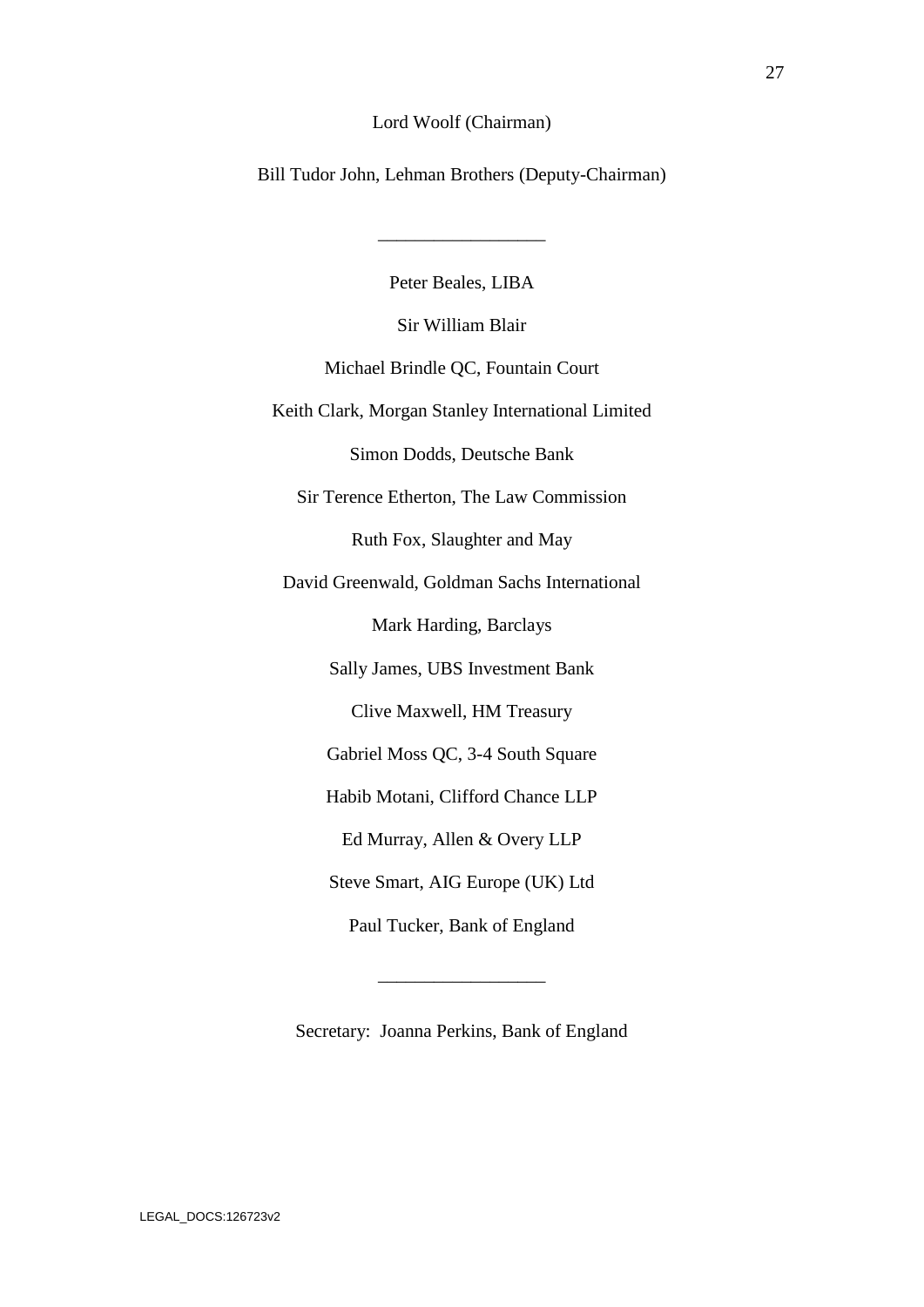Lord Woolf (Chairman)

Bill Tudor John, Lehman Brothers (Deputy-Chairman)

---

Peter Beales, LIBA

Sir William Blair

Michael Brindle QC, Fountain Court

Keith Clark, Morgan Stanley International Limited

Simon Dodds, Deutsche Bank

Sir Terence Etherton, The Law Commission

Ruth Fox, Slaughter and May

David Greenwald, Goldman Sachs International

Mark Harding, Barclays

Sally James, UBS Investment Bank

Clive Maxwell, HM Treasury

Gabriel Moss QC, 3-4 South Square

Habib Motani, Clifford Chance LLP

Ed Murray, Allen & Overy LLP

Steve Smart, AIG Europe (UK) Ltd

Paul Tucker, Bank of England

---

Secretary: Joanna Perkins, Bank of England

LEGAL_DOCS:126723v2